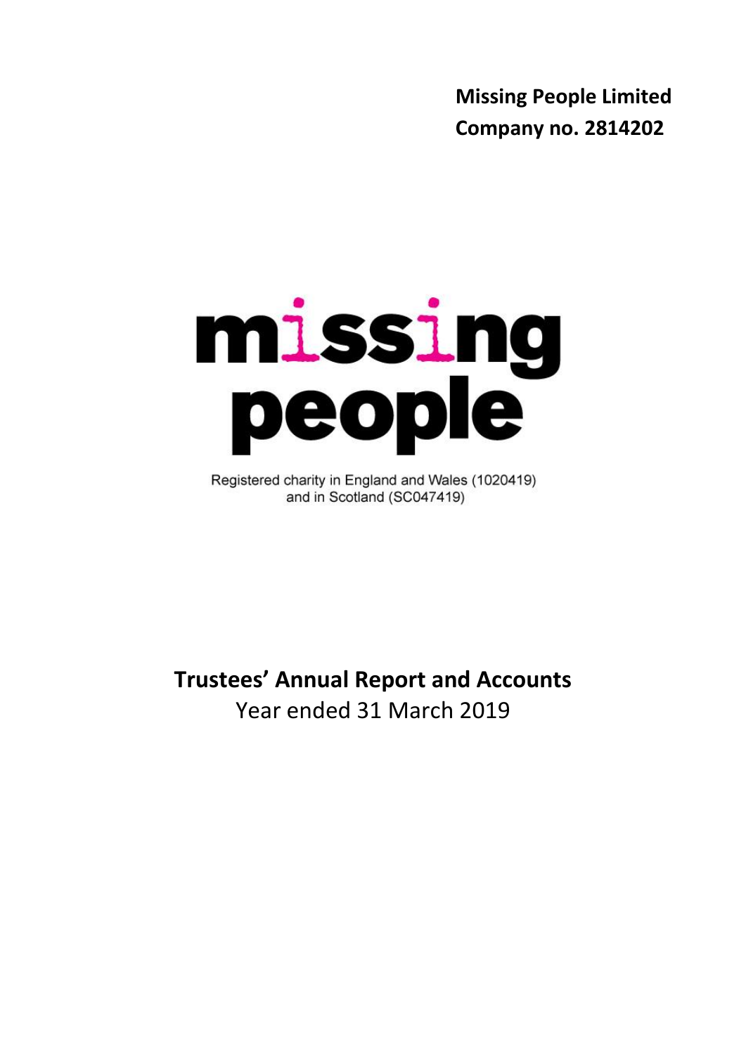**Missing People Limited**
**Company no. 2814202**

missing people

Registered charity in England and Wales (1020419)
and in Scotland (SC047419)

# Trustees' Annual Report and Accounts

Year ended 31 March 2019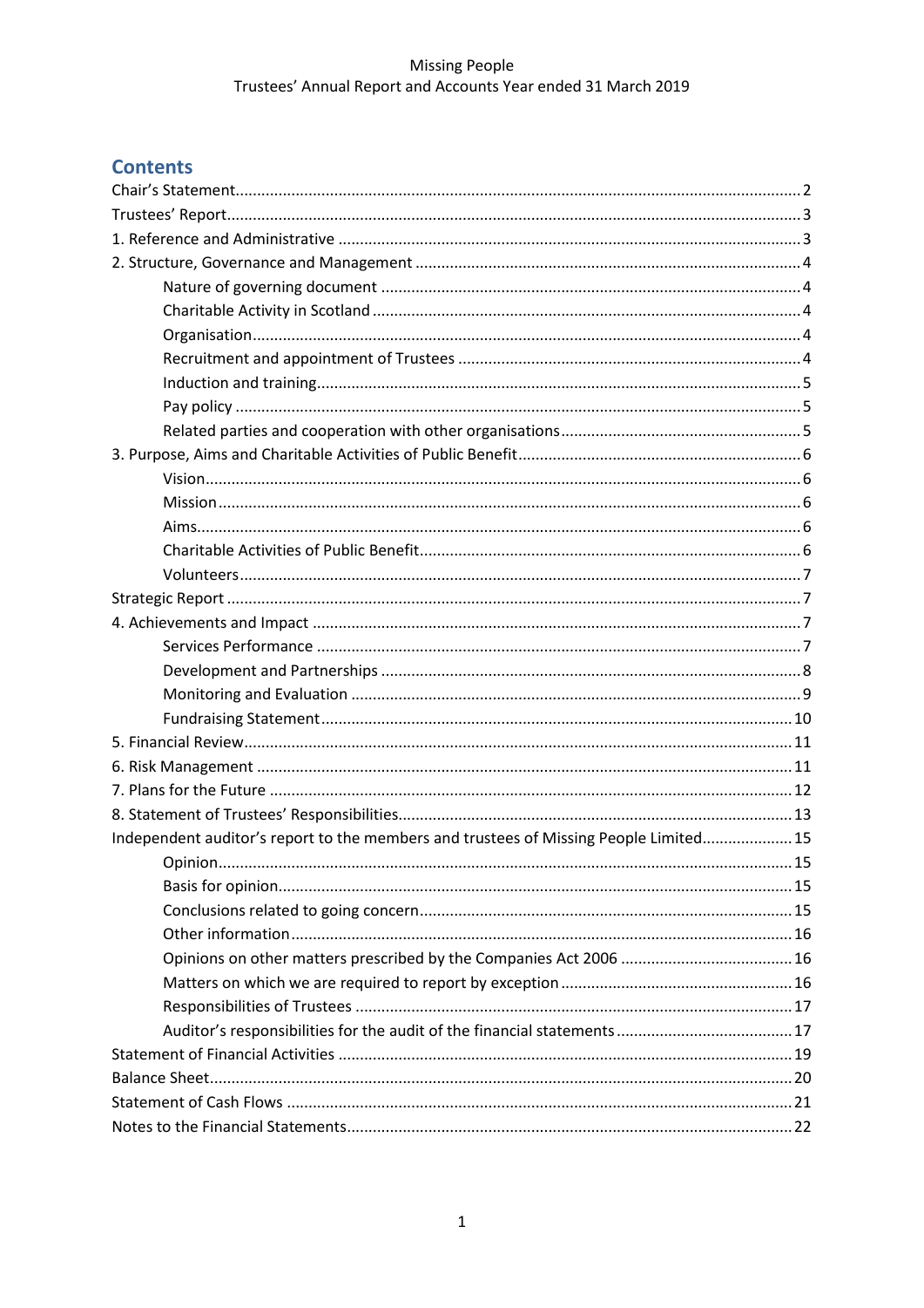## Contents

- Chair's Statement .......... 2
- Trustees' Report .......... 3
- 1. Reference and Administrative .......... 3
- 2. Structure, Governance and Management .......... 4
  - Nature of governing document .......... 4
  - Charitable Activity in Scotland .......... 4
  - Organisation .......... 4
  - Recruitment and appointment of Trustees .......... 4
  - Induction and training .......... 5
  - Pay policy .......... 5
  - Related parties and cooperation with other organisations .......... 5
- 3. Purpose, Aims and Charitable Activities of Public Benefit .......... 6
  - Vision .......... 6
  - Mission .......... 6
  - Aims .......... 6
  - Charitable Activities of Public Benefit .......... 6
  - Volunteers .......... 7
- Strategic Report .......... 7
- 4. Achievements and Impact .......... 7
  - Services Performance .......... 7
  - Development and Partnerships .......... 8
  - Monitoring and Evaluation .......... 9
  - Fundraising Statement .......... 10
- 5. Financial Review .......... 11
- 6. Risk Management .......... 11
- 7. Plans for the Future .......... 12
- 8. Statement of Trustees' Responsibilities .......... 13
- Independent auditor's report to the members and trustees of Missing People Limited .......... 15
  - Opinion .......... 15
  - Basis for opinion .......... 15
  - Conclusions related to going concern .......... 15
  - Other information .......... 16
  - Opinions on other matters prescribed by the Companies Act 2006 .......... 16
  - Matters on which we are required to report by exception .......... 16
  - Responsibilities of Trustees .......... 17
  - Auditor's responsibilities for the audit of the financial statements .......... 17
- Statement of Financial Activities .......... 19
- Balance Sheet .......... 20
- Statement of Cash Flows .......... 21
- Notes to the Financial Statements .......... 22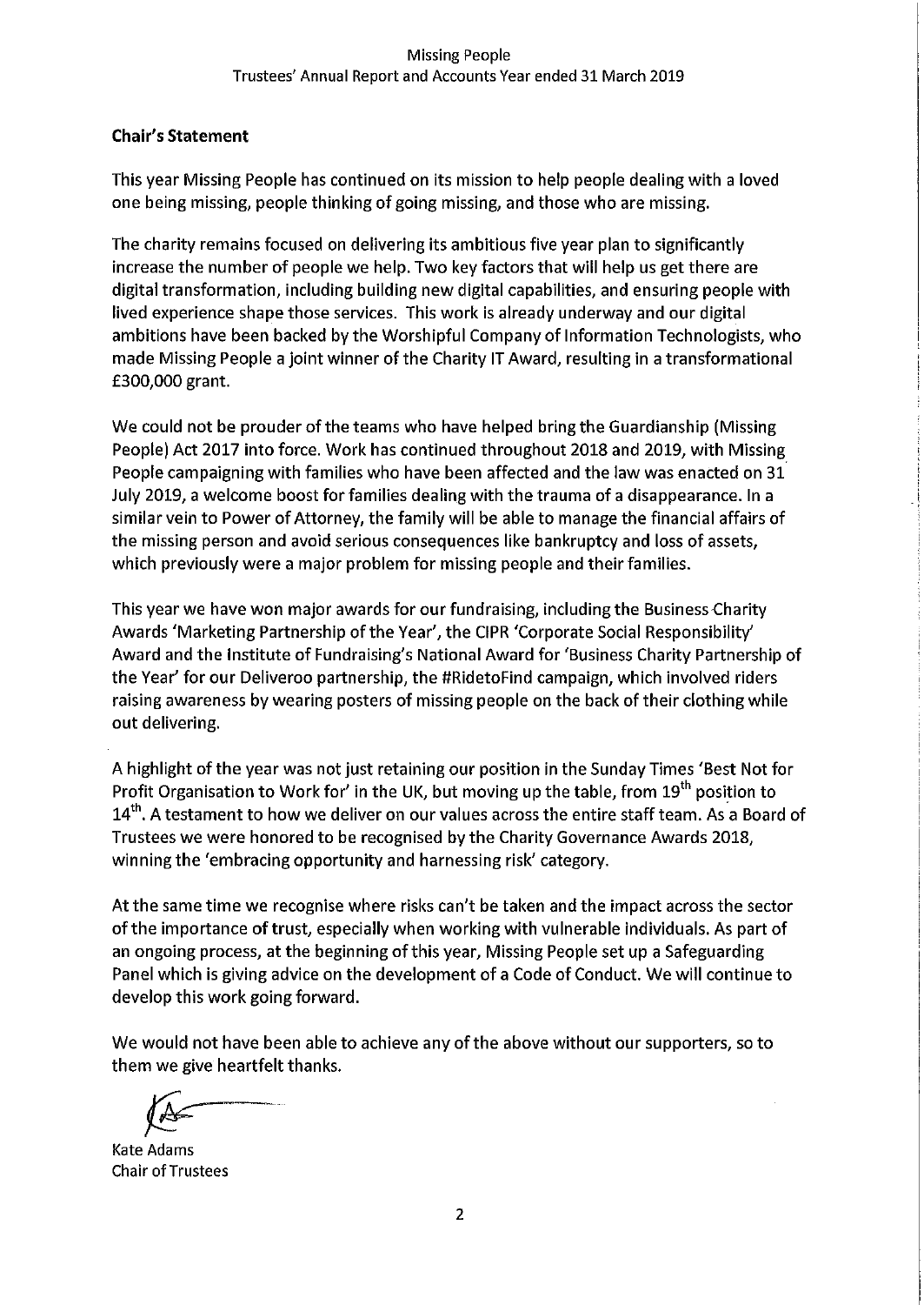## Chair's Statement

This year Missing People has continued on its mission to help people dealing with a loved one being missing, people thinking of going missing, and those who are missing.

The charity remains focused on delivering its ambitious five year plan to significantly increase the number of people we help. Two key factors that will help us get there are digital transformation, including building new digital capabilities, and ensuring people with lived experience shape those services. This work is already underway and our digital ambitions have been backed by the Worshipful Company of Information Technologists, who made Missing People a joint winner of the Charity IT Award, resulting in a transformational £300,000 grant.

We could not be prouder of the teams who have helped bring the Guardianship (Missing People) Act 2017 into force. Work has continued throughout 2018 and 2019, with Missing People campaigning with families who have been affected and the law was enacted on 31 July 2019, a welcome boost for families dealing with the trauma of a disappearance. In a similar vein to Power of Attorney, the family will be able to manage the financial affairs of the missing person and avoid serious consequences like bankruptcy and loss of assets, which previously were a major problem for missing people and their families.

This year we have won major awards for our fundraising, including the Business Charity Awards 'Marketing Partnership of the Year', the CIPR 'Corporate Social Responsibility' Award and the Institute of Fundraising's National Award for 'Business Charity Partnership of the Year' for our Deliveroo partnership, the #RidetoFind campaign, which involved riders raising awareness by wearing posters of missing people on the back of their clothing while out delivering.

A highlight of the year was not just retaining our position in the Sunday Times 'Best Not for Profit Organisation to Work for' in the UK, but moving up the table, from 19th position to 14th. A testament to how we deliver on our values across the entire staff team. As a Board of Trustees we were honored to be recognised by the Charity Governance Awards 2018, winning the 'embracing opportunity and harnessing risk' category.

At the same time we recognise where risks can't be taken and the impact across the sector of the importance of trust, especially when working with vulnerable individuals. As part of an ongoing process, at the beginning of this year, Missing People set up a Safeguarding Panel which is giving advice on the development of a Code of Conduct. We will continue to develop this work going forward.

We would not have been able to achieve any of the above without our supporters, so to them we give heartfelt thanks.

Kate Adams
Chair of Trustees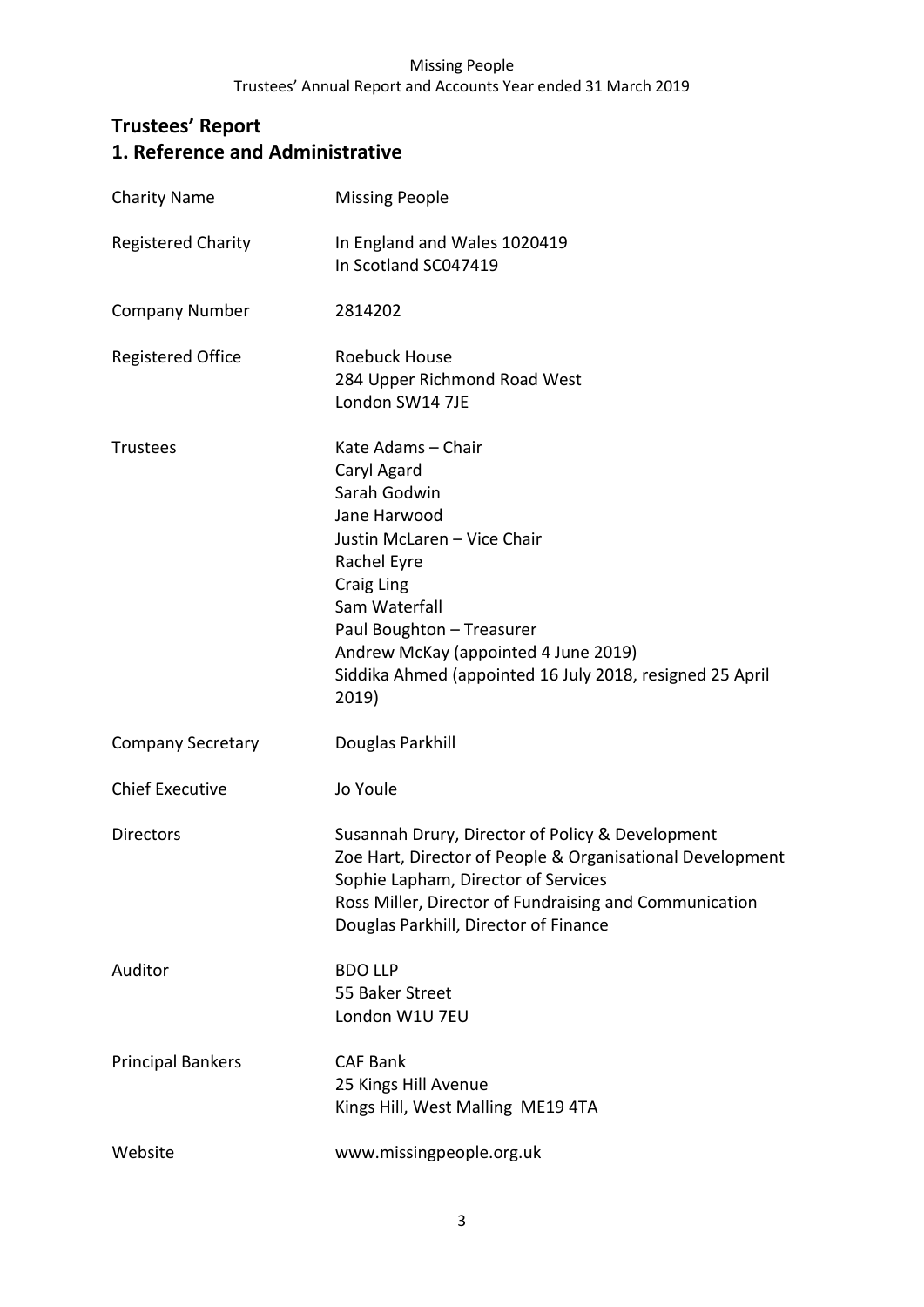# Trustees' Report

## 1. Reference and Administrative

| | |
|---|---|
| Charity Name | Missing People |
| Registered Charity | In England and Wales 1020419<br>In Scotland SC047419 |
| Company Number | 2814202 |
| Registered Office | Roebuck House<br>284 Upper Richmond Road West<br>London SW14 7JE |
| Trustees | Kate Adams – Chair<br>Caryl Agard<br>Sarah Godwin<br>Jane Harwood<br>Justin McLaren – Vice Chair<br>Rachel Eyre<br>Craig Ling<br>Sam Waterfall<br>Paul Boughton – Treasurer<br>Andrew McKay (appointed 4 June 2019)<br>Siddika Ahmed (appointed 16 July 2018, resigned 25 April 2019) |
| Company Secretary | Douglas Parkhill |
| Chief Executive | Jo Youle |
| Directors | Susannah Drury, Director of Policy & Development<br>Zoe Hart, Director of People & Organisational Development<br>Sophie Lapham, Director of Services<br>Ross Miller, Director of Fundraising and Communication<br>Douglas Parkhill, Director of Finance |
| Auditor | BDO LLP<br>55 Baker Street<br>London W1U 7EU |
| Principal Bankers | CAF Bank<br>25 Kings Hill Avenue<br>Kings Hill, West Malling ME19 4TA |
| Website | www.missingpeople.org.uk |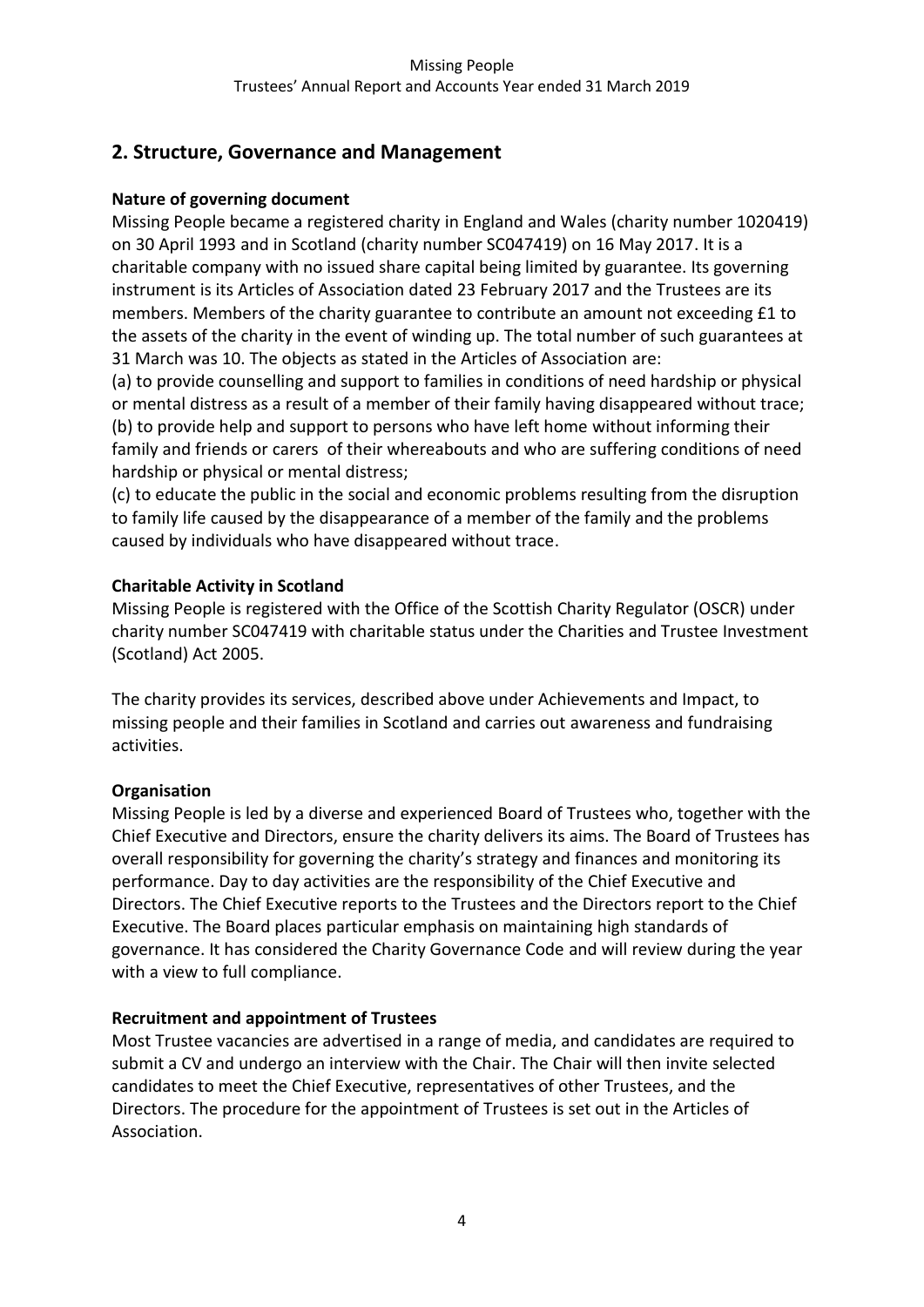## 2. Structure, Governance and Management

**Nature of governing document**

Missing People became a registered charity in England and Wales (charity number 1020419) on 30 April 1993 and in Scotland (charity number SC047419) on 16 May 2017. It is a charitable company with no issued share capital being limited by guarantee. Its governing instrument is its Articles of Association dated 23 February 2017 and the Trustees are its members. Members of the charity guarantee to contribute an amount not exceeding £1 to the assets of the charity in the event of winding up. The total number of such guarantees at 31 March was 10. The objects as stated in the Articles of Association are:

(a) to provide counselling and support to families in conditions of need hardship or physical or mental distress as a result of a member of their family having disappeared without trace;

(b) to provide help and support to persons who have left home without informing their family and friends or carers of their whereabouts and who are suffering conditions of need hardship or physical or mental distress;

(c) to educate the public in the social and economic problems resulting from the disruption to family life caused by the disappearance of a member of the family and the problems caused by individuals who have disappeared without trace.

**Charitable Activity in Scotland**

Missing People is registered with the Office of the Scottish Charity Regulator (OSCR) under charity number SC047419 with charitable status under the Charities and Trustee Investment (Scotland) Act 2005.

The charity provides its services, described above under Achievements and Impact, to missing people and their families in Scotland and carries out awareness and fundraising activities.

**Organisation**

Missing People is led by a diverse and experienced Board of Trustees who, together with the Chief Executive and Directors, ensure the charity delivers its aims. The Board of Trustees has overall responsibility for governing the charity's strategy and finances and monitoring its performance. Day to day activities are the responsibility of the Chief Executive and Directors. The Chief Executive reports to the Trustees and the Directors report to the Chief Executive. The Board places particular emphasis on maintaining high standards of governance. It has considered the Charity Governance Code and will review during the year with a view to full compliance.

**Recruitment and appointment of Trustees**

Most Trustee vacancies are advertised in a range of media, and candidates are required to submit a CV and undergo an interview with the Chair. The Chair will then invite selected candidates to meet the Chief Executive, representatives of other Trustees, and the Directors. The procedure for the appointment of Trustees is set out in the Articles of Association.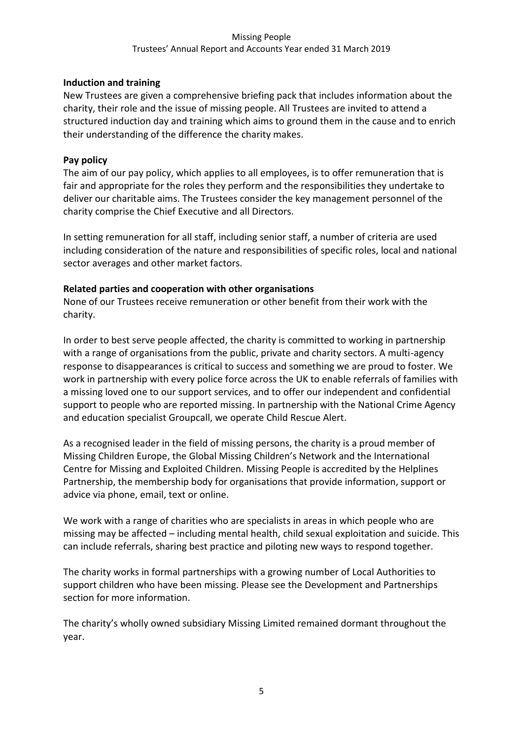**Induction and training**

New Trustees are given a comprehensive briefing pack that includes information about the charity, their role and the issue of missing people. All Trustees are invited to attend a structured induction day and training which aims to ground them in the cause and to enrich their understanding of the difference the charity makes.

**Pay policy**

The aim of our pay policy, which applies to all employees, is to offer remuneration that is fair and appropriate for the roles they perform and the responsibilities they undertake to deliver our charitable aims. The Trustees consider the key management personnel of the charity comprise the Chief Executive and all Directors.

In setting remuneration for all staff, including senior staff, a number of criteria are used including consideration of the nature and responsibilities of specific roles, local and national sector averages and other market factors.

**Related parties and cooperation with other organisations**

None of our Trustees receive remuneration or other benefit from their work with the charity.

In order to best serve people affected, the charity is committed to working in partnership with a range of organisations from the public, private and charity sectors. A multi-agency response to disappearances is critical to success and something we are proud to foster. We work in partnership with every police force across the UK to enable referrals of families with a missing loved one to our support services, and to offer our independent and confidential support to people who are reported missing. In partnership with the National Crime Agency and education specialist Groupcall, we operate Child Rescue Alert.

As a recognised leader in the field of missing persons, the charity is a proud member of Missing Children Europe, the Global Missing Children's Network and the International Centre for Missing and Exploited Children. Missing People is accredited by the Helplines Partnership, the membership body for organisations that provide information, support or advice via phone, email, text or online.

We work with a range of charities who are specialists in areas in which people who are missing may be affected – including mental health, child sexual exploitation and suicide. This can include referrals, sharing best practice and piloting new ways to respond together.

The charity works in formal partnerships with a growing number of Local Authorities to support children who have been missing. Please see the Development and Partnerships section for more information.

The charity's wholly owned subsidiary Missing Limited remained dormant throughout the year.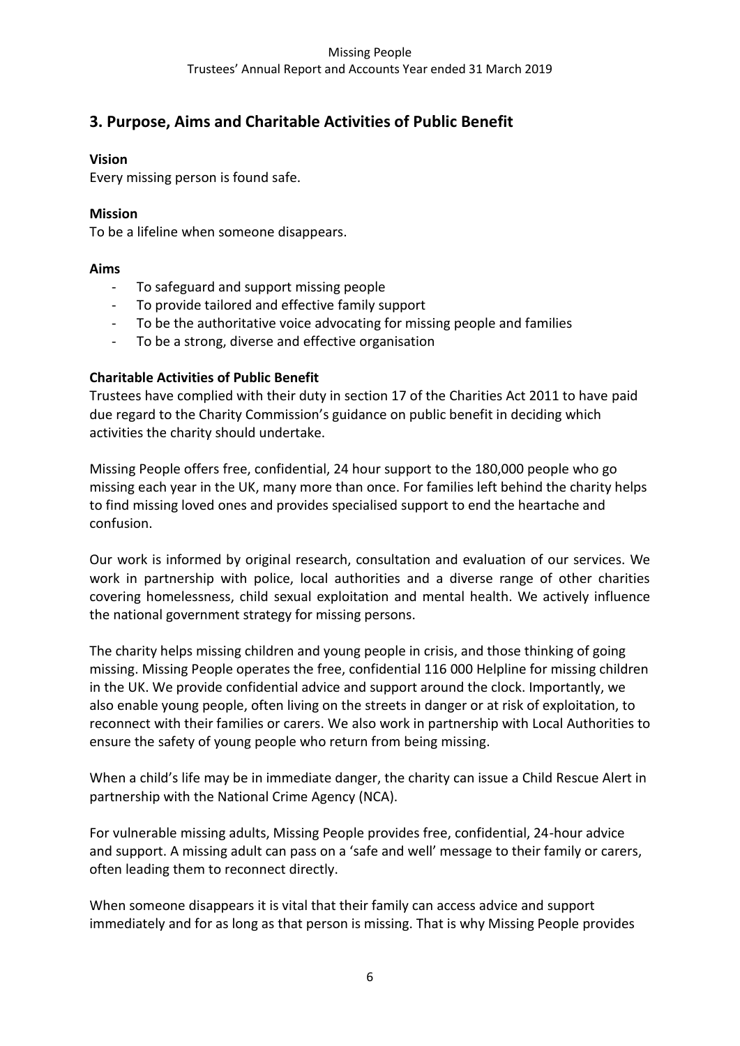## 3. Purpose, Aims and Charitable Activities of Public Benefit

**Vision**

Every missing person is found safe.

**Mission**

To be a lifeline when someone disappears.

**Aims**

- To safeguard and support missing people
- To provide tailored and effective family support
- To be the authoritative voice advocating for missing people and families
- To be a strong, diverse and effective organisation

**Charitable Activities of Public Benefit**

Trustees have complied with their duty in section 17 of the Charities Act 2011 to have paid due regard to the Charity Commission's guidance on public benefit in deciding which activities the charity should undertake.

Missing People offers free, confidential, 24 hour support to the 180,000 people who go missing each year in the UK, many more than once. For families left behind the charity helps to find missing loved ones and provides specialised support to end the heartache and confusion.

Our work is informed by original research, consultation and evaluation of our services. We work in partnership with police, local authorities and a diverse range of other charities covering homelessness, child sexual exploitation and mental health. We actively influence the national government strategy for missing persons.

The charity helps missing children and young people in crisis, and those thinking of going missing. Missing People operates the free, confidential 116 000 Helpline for missing children in the UK. We provide confidential advice and support around the clock. Importantly, we also enable young people, often living on the streets in danger or at risk of exploitation, to reconnect with their families or carers. We also work in partnership with Local Authorities to ensure the safety of young people who return from being missing.

When a child's life may be in immediate danger, the charity can issue a Child Rescue Alert in partnership with the National Crime Agency (NCA).

For vulnerable missing adults, Missing People provides free, confidential, 24-hour advice and support. A missing adult can pass on a 'safe and well' message to their family or carers, often leading them to reconnect directly.

When someone disappears it is vital that their family can access advice and support immediately and for as long as that person is missing. That is why Missing People provides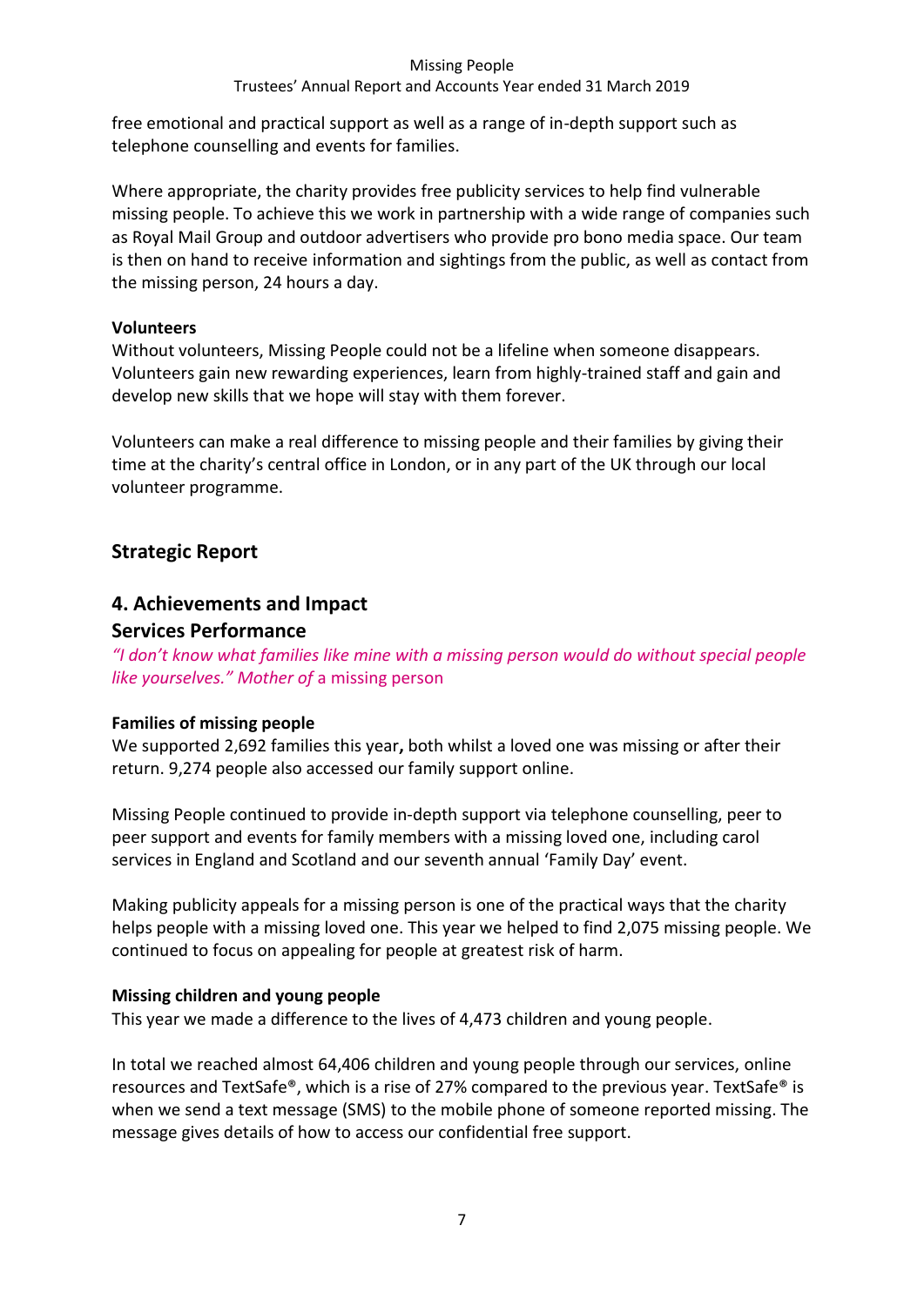free emotional and practical support as well as a range of in-depth support such as telephone counselling and events for families.

Where appropriate, the charity provides free publicity services to help find vulnerable missing people. To achieve this we work in partnership with a wide range of companies such as Royal Mail Group and outdoor advertisers who provide pro bono media space. Our team is then on hand to receive information and sightings from the public, as well as contact from the missing person, 24 hours a day.

**Volunteers**

Without volunteers, Missing People could not be a lifeline when someone disappears. Volunteers gain new rewarding experiences, learn from highly-trained staff and gain and develop new skills that we hope will stay with them forever.

Volunteers can make a real difference to missing people and their families by giving their time at the charity's central office in London, or in any part of the UK through our local volunteer programme.

## Strategic Report

## 4. Achievements and Impact

### Services Performance

*"I don't know what families like mine with a missing person would do without special people like yourselves." Mother of* a missing person

**Families of missing people**

We supported 2,692 families this year**,** both whilst a loved one was missing or after their return. 9,274 people also accessed our family support online.

Missing People continued to provide in-depth support via telephone counselling, peer to peer support and events for family members with a missing loved one, including carol services in England and Scotland and our seventh annual 'Family Day' event.

Making publicity appeals for a missing person is one of the practical ways that the charity helps people with a missing loved one. This year we helped to find 2,075 missing people. We continued to focus on appealing for people at greatest risk of harm.

**Missing children and young people**

This year we made a difference to the lives of 4,473 children and young people.

In total we reached almost 64,406 children and young people through our services, online resources and TextSafe®, which is a rise of 27% compared to the previous year. TextSafe® is when we send a text message (SMS) to the mobile phone of someone reported missing. The message gives details of how to access our confidential free support.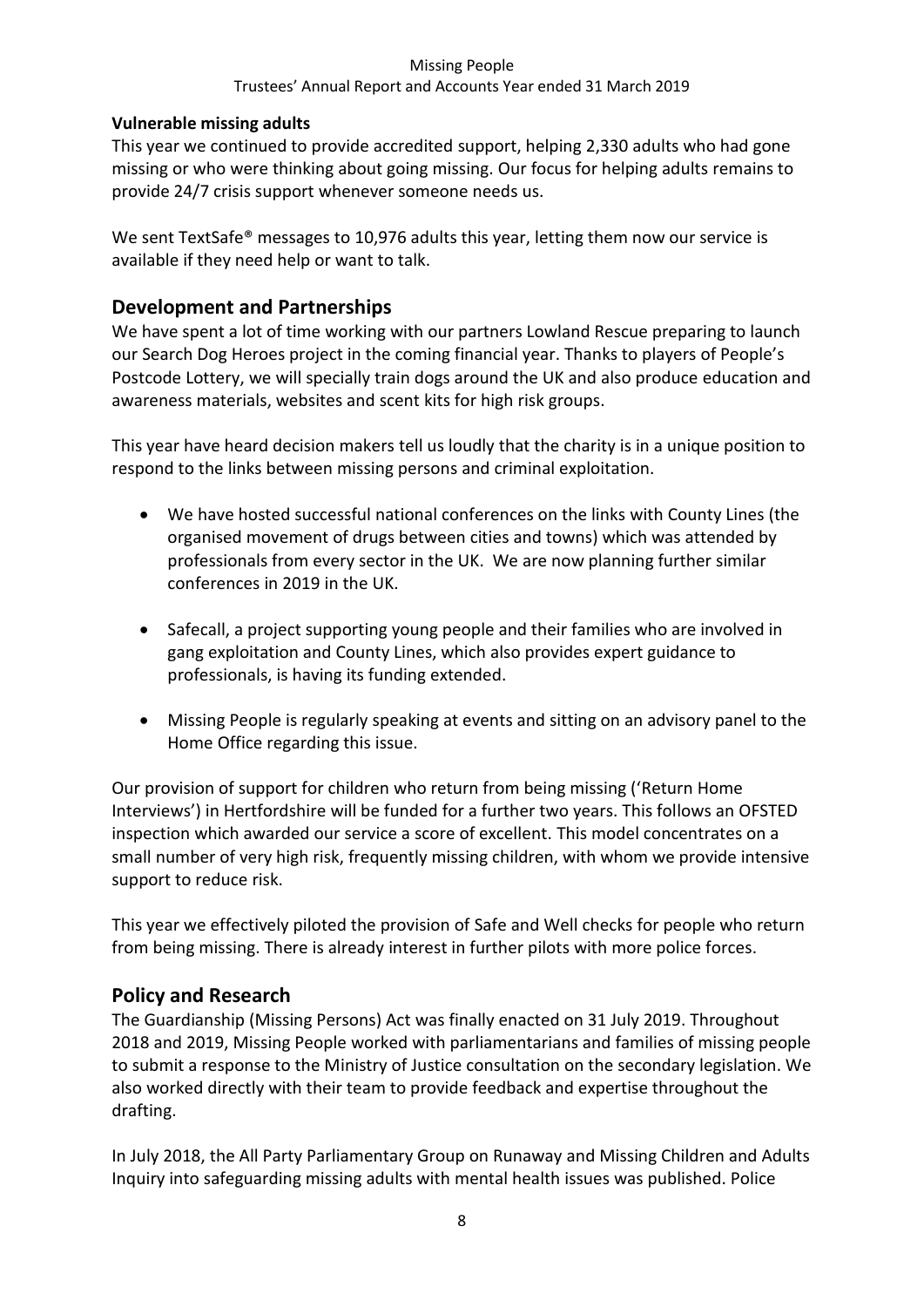**Vulnerable missing adults**

This year we continued to provide accredited support, helping 2,330 adults who had gone missing or who were thinking about going missing. Our focus for helping adults remains to provide 24/7 crisis support whenever someone needs us.

We sent TextSafe® messages to 10,976 adults this year, letting them now our service is available if they need help or want to talk.

## Development and Partnerships

We have spent a lot of time working with our partners Lowland Rescue preparing to launch our Search Dog Heroes project in the coming financial year. Thanks to players of People's Postcode Lottery, we will specially train dogs around the UK and also produce education and awareness materials, websites and scent kits for high risk groups.

This year have heard decision makers tell us loudly that the charity is in a unique position to respond to the links between missing persons and criminal exploitation.

- We have hosted successful national conferences on the links with County Lines (the organised movement of drugs between cities and towns) which was attended by professionals from every sector in the UK. We are now planning further similar conferences in 2019 in the UK.
- Safecall, a project supporting young people and their families who are involved in gang exploitation and County Lines, which also provides expert guidance to professionals, is having its funding extended.
- Missing People is regularly speaking at events and sitting on an advisory panel to the Home Office regarding this issue.

Our provision of support for children who return from being missing ('Return Home Interviews') in Hertfordshire will be funded for a further two years. This follows an OFSTED inspection which awarded our service a score of excellent. This model concentrates on a small number of very high risk, frequently missing children, with whom we provide intensive support to reduce risk.

This year we effectively piloted the provision of Safe and Well checks for people who return from being missing. There is already interest in further pilots with more police forces.

## Policy and Research

The Guardianship (Missing Persons) Act was finally enacted on 31 July 2019. Throughout 2018 and 2019, Missing People worked with parliamentarians and families of missing people to submit a response to the Ministry of Justice consultation on the secondary legislation. We also worked directly with their team to provide feedback and expertise throughout the drafting.

In July 2018, the All Party Parliamentary Group on Runaway and Missing Children and Adults Inquiry into safeguarding missing adults with mental health issues was published. Police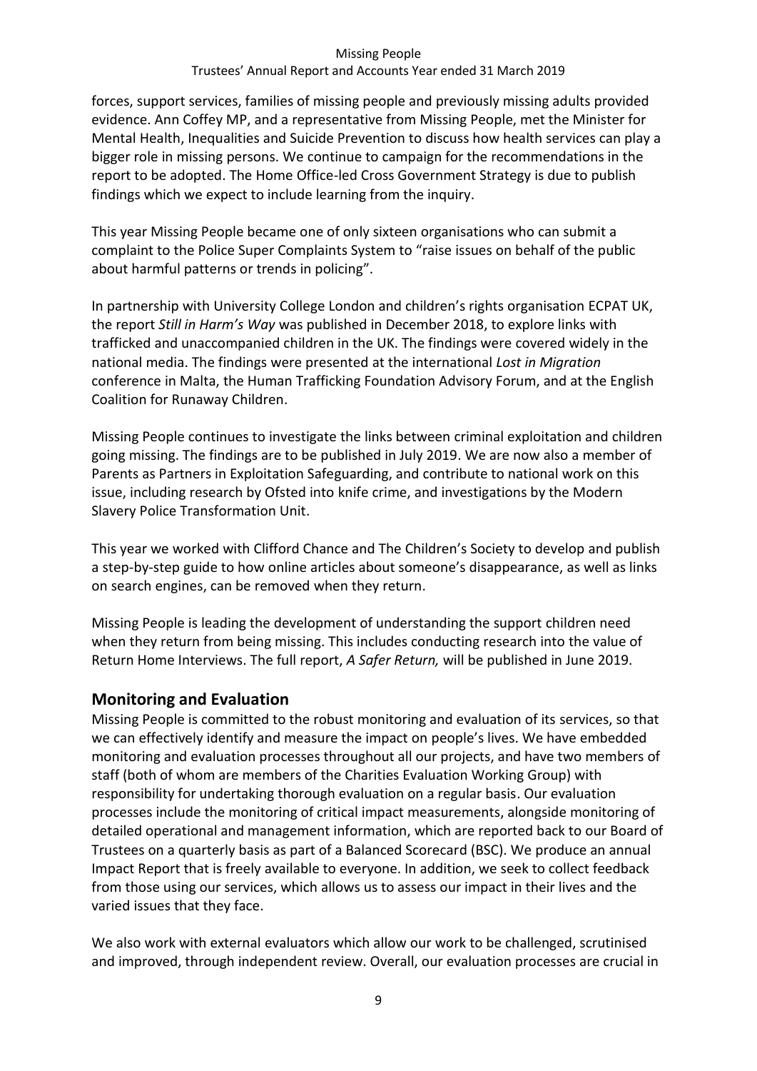forces, support services, families of missing people and previously missing adults provided evidence. Ann Coffey MP, and a representative from Missing People, met the Minister for Mental Health, Inequalities and Suicide Prevention to discuss how health services can play a bigger role in missing persons. We continue to campaign for the recommendations in the report to be adopted. The Home Office-led Cross Government Strategy is due to publish findings which we expect to include learning from the inquiry.

This year Missing People became one of only sixteen organisations who can submit a complaint to the Police Super Complaints System to "raise issues on behalf of the public about harmful patterns or trends in policing".

In partnership with University College London and children's rights organisation ECPAT UK, the report *Still in Harm's Way* was published in December 2018, to explore links with trafficked and unaccompanied children in the UK. The findings were covered widely in the national media. The findings were presented at the international *Lost in Migration* conference in Malta, the Human Trafficking Foundation Advisory Forum, and at the English Coalition for Runaway Children.

Missing People continues to investigate the links between criminal exploitation and children going missing. The findings are to be published in July 2019. We are now also a member of Parents as Partners in Exploitation Safeguarding, and contribute to national work on this issue, including research by Ofsted into knife crime, and investigations by the Modern Slavery Police Transformation Unit.

This year we worked with Clifford Chance and The Children's Society to develop and publish a step-by-step guide to how online articles about someone's disappearance, as well as links on search engines, can be removed when they return.

Missing People is leading the development of understanding the support children need when they return from being missing. This includes conducting research into the value of Return Home Interviews. The full report, *A Safer Return,* will be published in June 2019.

## Monitoring and Evaluation

Missing People is committed to the robust monitoring and evaluation of its services, so that we can effectively identify and measure the impact on people's lives. We have embedded monitoring and evaluation processes throughout all our projects, and have two members of staff (both of whom are members of the Charities Evaluation Working Group) with responsibility for undertaking thorough evaluation on a regular basis. Our evaluation processes include the monitoring of critical impact measurements, alongside monitoring of detailed operational and management information, which are reported back to our Board of Trustees on a quarterly basis as part of a Balanced Scorecard (BSC). We produce an annual Impact Report that is freely available to everyone. In addition, we seek to collect feedback from those using our services, which allows us to assess our impact in their lives and the varied issues that they face.

We also work with external evaluators which allow our work to be challenged, scrutinised and improved, through independent review. Overall, our evaluation processes are crucial in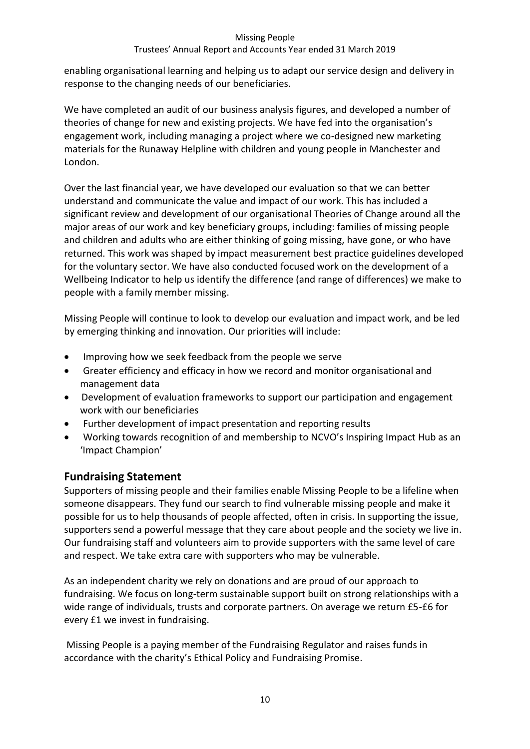enabling organisational learning and helping us to adapt our service design and delivery in response to the changing needs of our beneficiaries.

We have completed an audit of our business analysis figures, and developed a number of theories of change for new and existing projects. We have fed into the organisation's engagement work, including managing a project where we co-designed new marketing materials for the Runaway Helpline with children and young people in Manchester and London.

Over the last financial year, we have developed our evaluation so that we can better understand and communicate the value and impact of our work. This has included a significant review and development of our organisational Theories of Change around all the major areas of our work and key beneficiary groups, including: families of missing people and children and adults who are either thinking of going missing, have gone, or who have returned. This work was shaped by impact measurement best practice guidelines developed for the voluntary sector. We have also conducted focused work on the development of a Wellbeing Indicator to help us identify the difference (and range of differences) we make to people with a family member missing.

Missing People will continue to look to develop our evaluation and impact work, and be led by emerging thinking and innovation. Our priorities will include:

- Improving how we seek feedback from the people we serve
- Greater efficiency and efficacy in how we record and monitor organisational and management data
- Development of evaluation frameworks to support our participation and engagement work with our beneficiaries
- Further development of impact presentation and reporting results
- Working towards recognition of and membership to NCVO's Inspiring Impact Hub as an 'Impact Champion'

## Fundraising Statement

Supporters of missing people and their families enable Missing People to be a lifeline when someone disappears. They fund our search to find vulnerable missing people and make it possible for us to help thousands of people affected, often in crisis. In supporting the issue, supporters send a powerful message that they care about people and the society we live in. Our fundraising staff and volunteers aim to provide supporters with the same level of care and respect. We take extra care with supporters who may be vulnerable.

As an independent charity we rely on donations and are proud of our approach to fundraising. We focus on long-term sustainable support built on strong relationships with a wide range of individuals, trusts and corporate partners. On average we return £5-£6 for every £1 we invest in fundraising.

Missing People is a paying member of the Fundraising Regulator and raises funds in accordance with the charity's Ethical Policy and Fundraising Promise.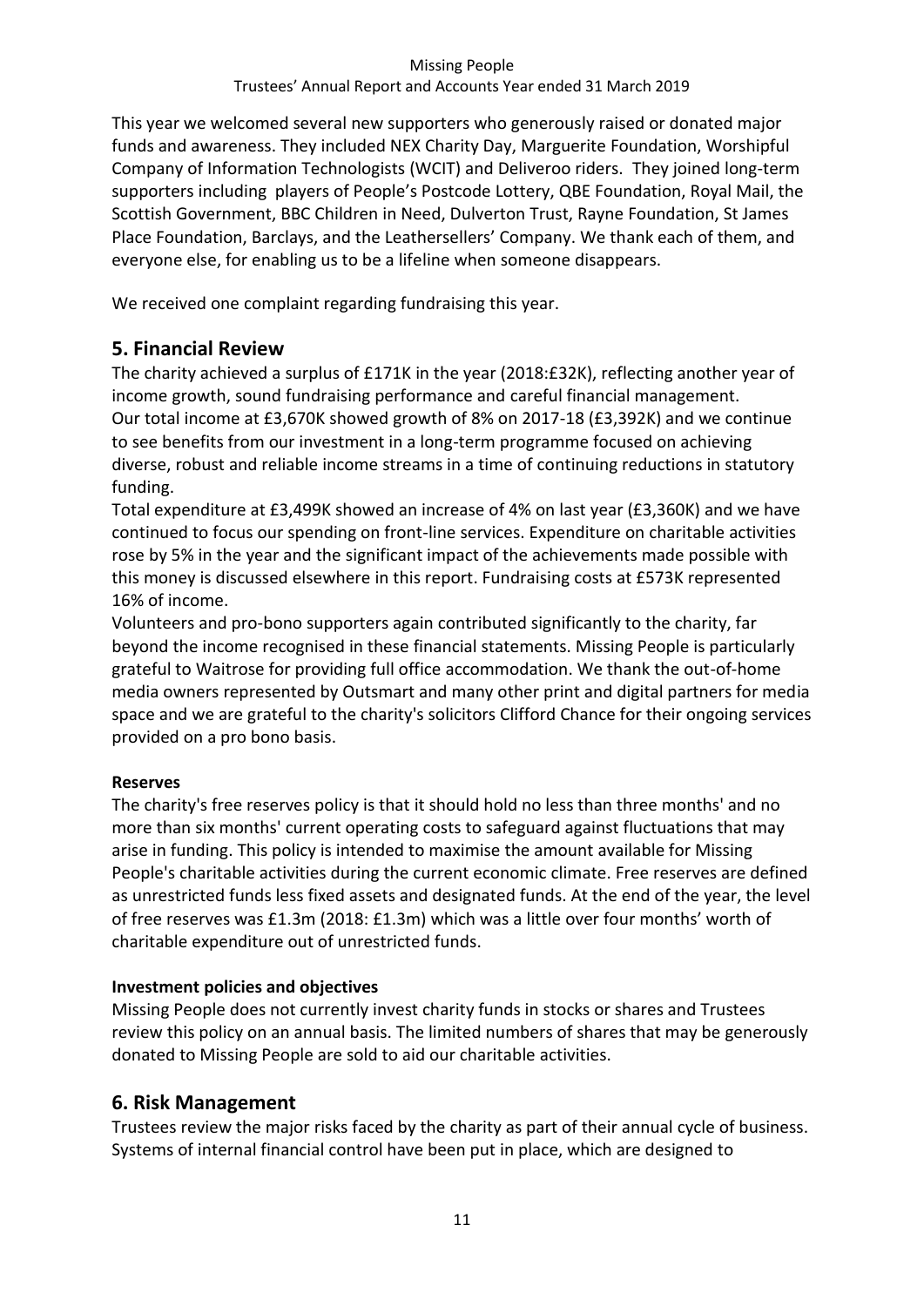This year we welcomed several new supporters who generously raised or donated major funds and awareness. They included NEX Charity Day, Marguerite Foundation, Worshipful Company of Information Technologists (WCIT) and Deliveroo riders. They joined long-term supporters including players of People's Postcode Lottery, QBE Foundation, Royal Mail, the Scottish Government, BBC Children in Need, Dulverton Trust, Rayne Foundation, St James Place Foundation, Barclays, and the Leathersellers' Company. We thank each of them, and everyone else, for enabling us to be a lifeline when someone disappears.

We received one complaint regarding fundraising this year.

## 5. Financial Review

The charity achieved a surplus of £171K in the year (2018:£32K), reflecting another year of income growth, sound fundraising performance and careful financial management.
Our total income at £3,670K showed growth of 8% on 2017-18 (£3,392K) and we continue to see benefits from our investment in a long-term programme focused on achieving diverse, robust and reliable income streams in a time of continuing reductions in statutory funding.
Total expenditure at £3,499K showed an increase of 4% on last year (£3,360K) and we have continued to focus our spending on front-line services. Expenditure on charitable activities rose by 5% in the year and the significant impact of the achievements made possible with this money is discussed elsewhere in this report. Fundraising costs at £573K represented 16% of income.
Volunteers and pro-bono supporters again contributed significantly to the charity, far beyond the income recognised in these financial statements. Missing People is particularly grateful to Waitrose for providing full office accommodation. We thank the out-of-home media owners represented by Outsmart and many other print and digital partners for media space and we are grateful to the charity's solicitors Clifford Chance for their ongoing services provided on a pro bono basis.

**Reserves**

The charity's free reserves policy is that it should hold no less than three months' and no more than six months' current operating costs to safeguard against fluctuations that may arise in funding. This policy is intended to maximise the amount available for Missing People's charitable activities during the current economic climate. Free reserves are defined as unrestricted funds less fixed assets and designated funds. At the end of the year, the level of free reserves was £1.3m (2018: £1.3m) which was a little over four months' worth of charitable expenditure out of unrestricted funds.

**Investment policies and objectives**

Missing People does not currently invest charity funds in stocks or shares and Trustees review this policy on an annual basis. The limited numbers of shares that may be generously donated to Missing People are sold to aid our charitable activities.

## 6. Risk Management

Trustees review the major risks faced by the charity as part of their annual cycle of business. Systems of internal financial control have been put in place, which are designed to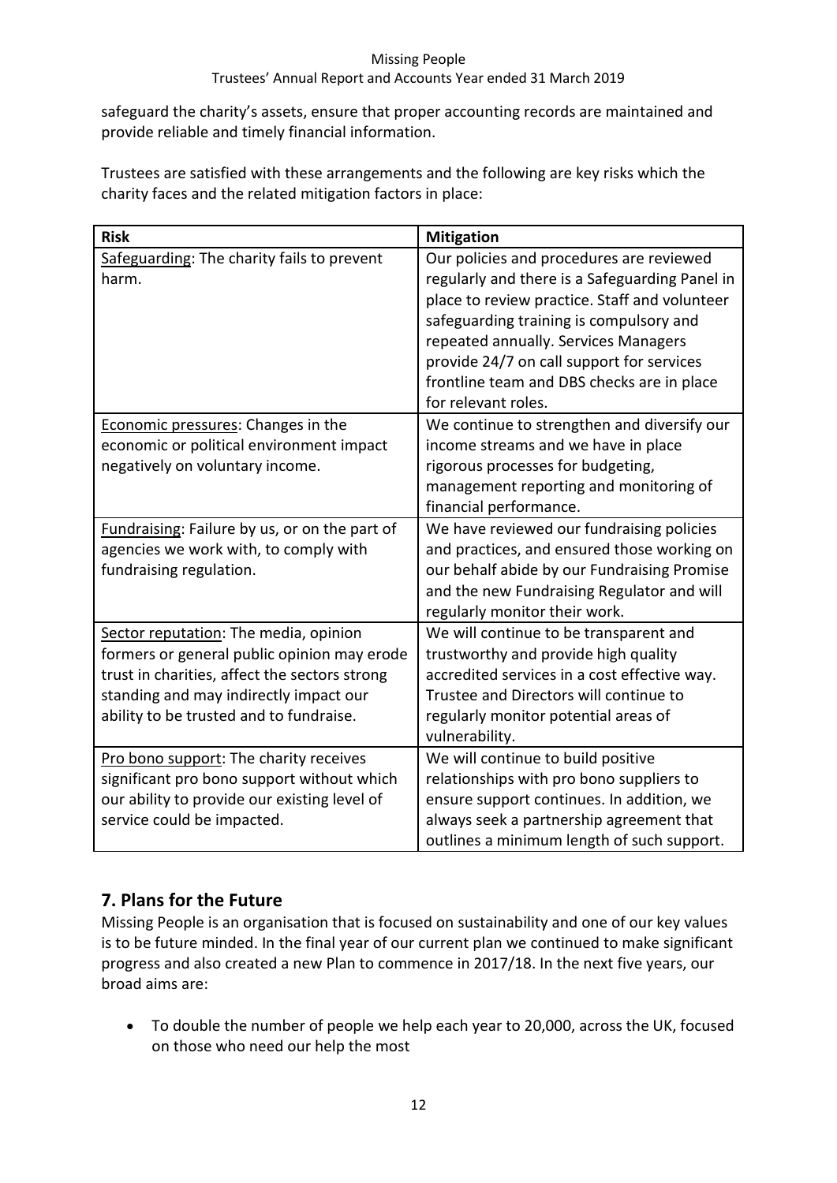safeguard the charity's assets, ensure that proper accounting records are maintained and provide reliable and timely financial information.

Trustees are satisfied with these arrangements and the following are key risks which the charity faces and the related mitigation factors in place:

| **Risk** | **Mitigation** |
|---|---|
| Safeguarding: The charity fails to prevent harm. | Our policies and procedures are reviewed regularly and there is a Safeguarding Panel in place to review practice. Staff and volunteer safeguarding training is compulsory and repeated annually. Services Managers provide 24/7 on call support for services frontline team and DBS checks are in place for relevant roles. |
| Economic pressures: Changes in the economic or political environment impact negatively on voluntary income. | We continue to strengthen and diversify our income streams and we have in place rigorous processes for budgeting, management reporting and monitoring of financial performance. |
| Fundraising: Failure by us, or on the part of agencies we work with, to comply with fundraising regulation. | We have reviewed our fundraising policies and practices, and ensured those working on our behalf abide by our Fundraising Promise and the new Fundraising Regulator and will regularly monitor their work. |
| Sector reputation: The media, opinion formers or general public opinion may erode trust in charities, affect the sectors strong standing and may indirectly impact our ability to be trusted and to fundraise. | We will continue to be transparent and trustworthy and provide high quality accredited services in a cost effective way. Trustee and Directors will continue to regularly monitor potential areas of vulnerability. |
| Pro bono support: The charity receives significant pro bono support without which our ability to provide our existing level of service could be impacted. | We will continue to build positive relationships with pro bono suppliers to ensure support continues. In addition, we always seek a partnership agreement that outlines a minimum length of such support. |

## 7. Plans for the Future

Missing People is an organisation that is focused on sustainability and one of our key values is to be future minded. In the final year of our current plan we continued to make significant progress and also created a new Plan to commence in 2017/18. In the next five years, our broad aims are:

- To double the number of people we help each year to 20,000, across the UK, focused on those who need our help the most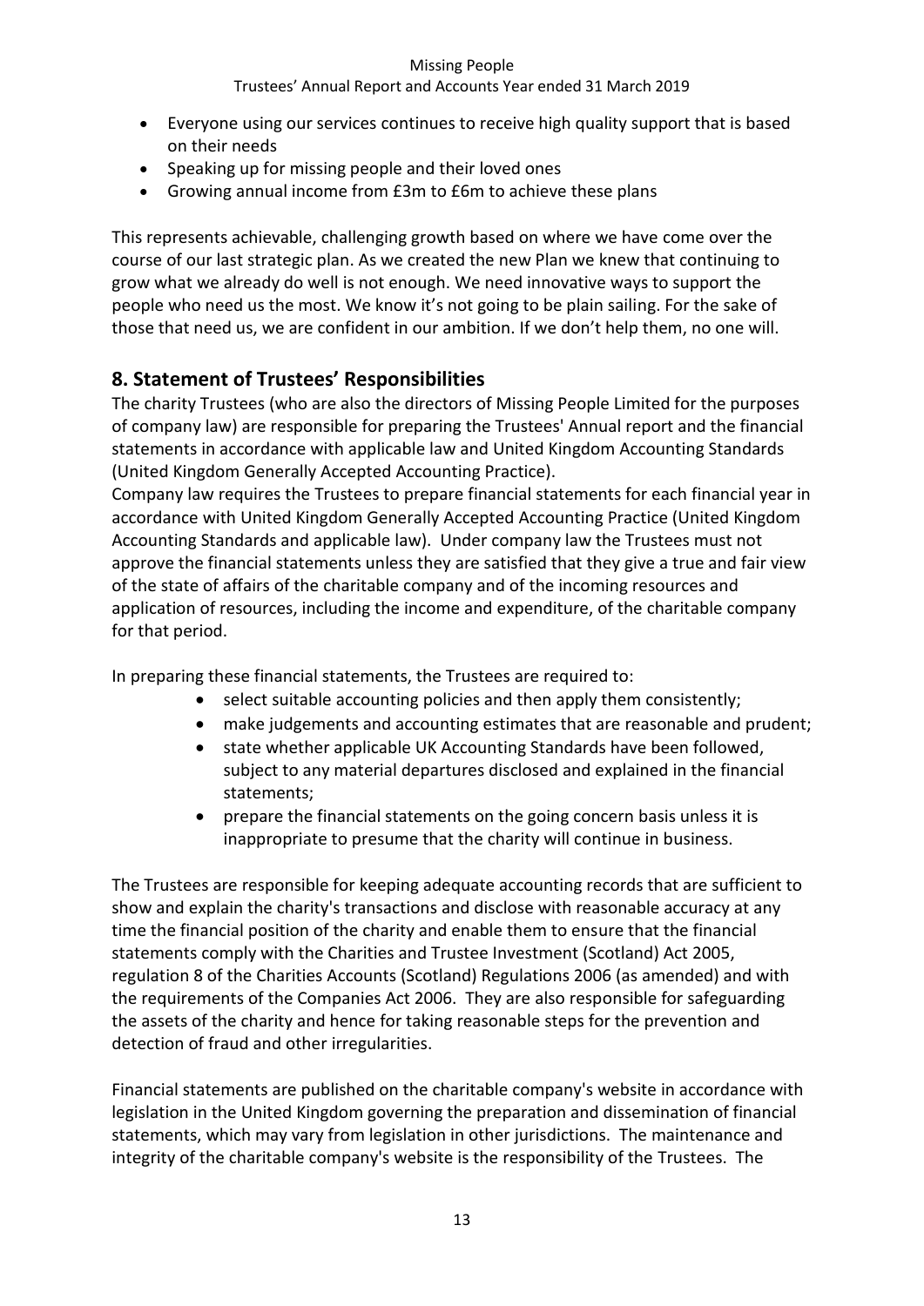- Everyone using our services continues to receive high quality support that is based on their needs
- Speaking up for missing people and their loved ones
- Growing annual income from £3m to £6m to achieve these plans

This represents achievable, challenging growth based on where we have come over the course of our last strategic plan. As we created the new Plan we knew that continuing to grow what we already do well is not enough. We need innovative ways to support the people who need us the most. We know it's not going to be plain sailing. For the sake of those that need us, we are confident in our ambition. If we don't help them, no one will.

## 8. Statement of Trustees' Responsibilities

The charity Trustees (who are also the directors of Missing People Limited for the purposes of company law) are responsible for preparing the Trustees' Annual report and the financial statements in accordance with applicable law and United Kingdom Accounting Standards (United Kingdom Generally Accepted Accounting Practice).

Company law requires the Trustees to prepare financial statements for each financial year in accordance with United Kingdom Generally Accepted Accounting Practice (United Kingdom Accounting Standards and applicable law). Under company law the Trustees must not approve the financial statements unless they are satisfied that they give a true and fair view of the state of affairs of the charitable company and of the incoming resources and application of resources, including the income and expenditure, of the charitable company for that period.

In preparing these financial statements, the Trustees are required to:

- select suitable accounting policies and then apply them consistently;
- make judgements and accounting estimates that are reasonable and prudent;
- state whether applicable UK Accounting Standards have been followed, subject to any material departures disclosed and explained in the financial statements;
- prepare the financial statements on the going concern basis unless it is inappropriate to presume that the charity will continue in business.

The Trustees are responsible for keeping adequate accounting records that are sufficient to show and explain the charity's transactions and disclose with reasonable accuracy at any time the financial position of the charity and enable them to ensure that the financial statements comply with the Charities and Trustee Investment (Scotland) Act 2005, regulation 8 of the Charities Accounts (Scotland) Regulations 2006 (as amended) and with the requirements of the Companies Act 2006. They are also responsible for safeguarding the assets of the charity and hence for taking reasonable steps for the prevention and detection of fraud and other irregularities.

Financial statements are published on the charitable company's website in accordance with legislation in the United Kingdom governing the preparation and dissemination of financial statements, which may vary from legislation in other jurisdictions. The maintenance and integrity of the charitable company's website is the responsibility of the Trustees. The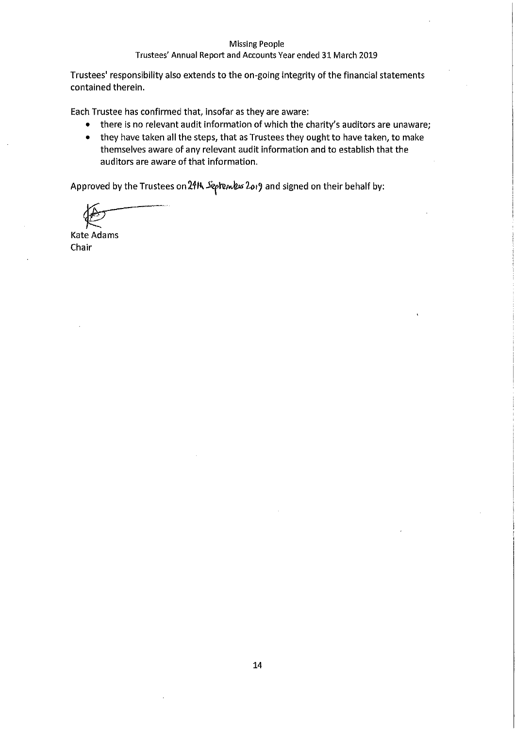Trustees' responsibility also extends to the on-going integrity of the financial statements contained therein.

Each Trustee has confirmed that, insofar as they are aware:

- there is no relevant audit information of which the charity's auditors are unaware;
- they have taken all the steps, that as Trustees they ought to have taken, to make themselves aware of any relevant audit information and to establish that the auditors are aware of that information.

Approved by the Trustees on 24th September 2019 and signed on their behalf by:

Kate Adams
Chair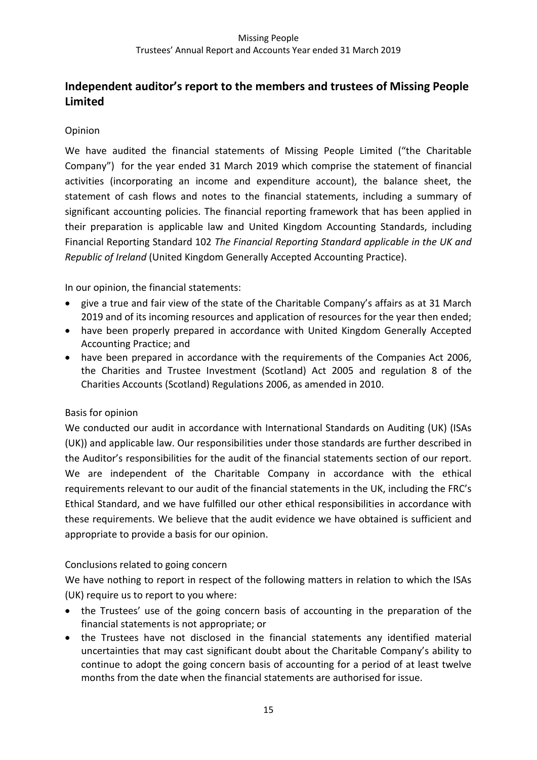## Independent auditor's report to the members and trustees of Missing People Limited

Opinion

We have audited the financial statements of Missing People Limited ("the Charitable Company") for the year ended 31 March 2019 which comprise the statement of financial activities (incorporating an income and expenditure account), the balance sheet, the statement of cash flows and notes to the financial statements, including a summary of significant accounting policies. The financial reporting framework that has been applied in their preparation is applicable law and United Kingdom Accounting Standards, including Financial Reporting Standard 102 *The Financial Reporting Standard applicable in the UK and Republic of Ireland* (United Kingdom Generally Accepted Accounting Practice).

In our opinion, the financial statements:

- give a true and fair view of the state of the Charitable Company's affairs as at 31 March 2019 and of its incoming resources and application of resources for the year then ended;
- have been properly prepared in accordance with United Kingdom Generally Accepted Accounting Practice; and
- have been prepared in accordance with the requirements of the Companies Act 2006, the Charities and Trustee Investment (Scotland) Act 2005 and regulation 8 of the Charities Accounts (Scotland) Regulations 2006, as amended in 2010.

Basis for opinion

We conducted our audit in accordance with International Standards on Auditing (UK) (ISAs (UK)) and applicable law. Our responsibilities under those standards are further described in the Auditor's responsibilities for the audit of the financial statements section of our report. We are independent of the Charitable Company in accordance with the ethical requirements relevant to our audit of the financial statements in the UK, including the FRC's Ethical Standard, and we have fulfilled our other ethical responsibilities in accordance with these requirements. We believe that the audit evidence we have obtained is sufficient and appropriate to provide a basis for our opinion.

Conclusions related to going concern

We have nothing to report in respect of the following matters in relation to which the ISAs (UK) require us to report to you where:

- the Trustees' use of the going concern basis of accounting in the preparation of the financial statements is not appropriate; or
- the Trustees have not disclosed in the financial statements any identified material uncertainties that may cast significant doubt about the Charitable Company's ability to continue to adopt the going concern basis of accounting for a period of at least twelve months from the date when the financial statements are authorised for issue.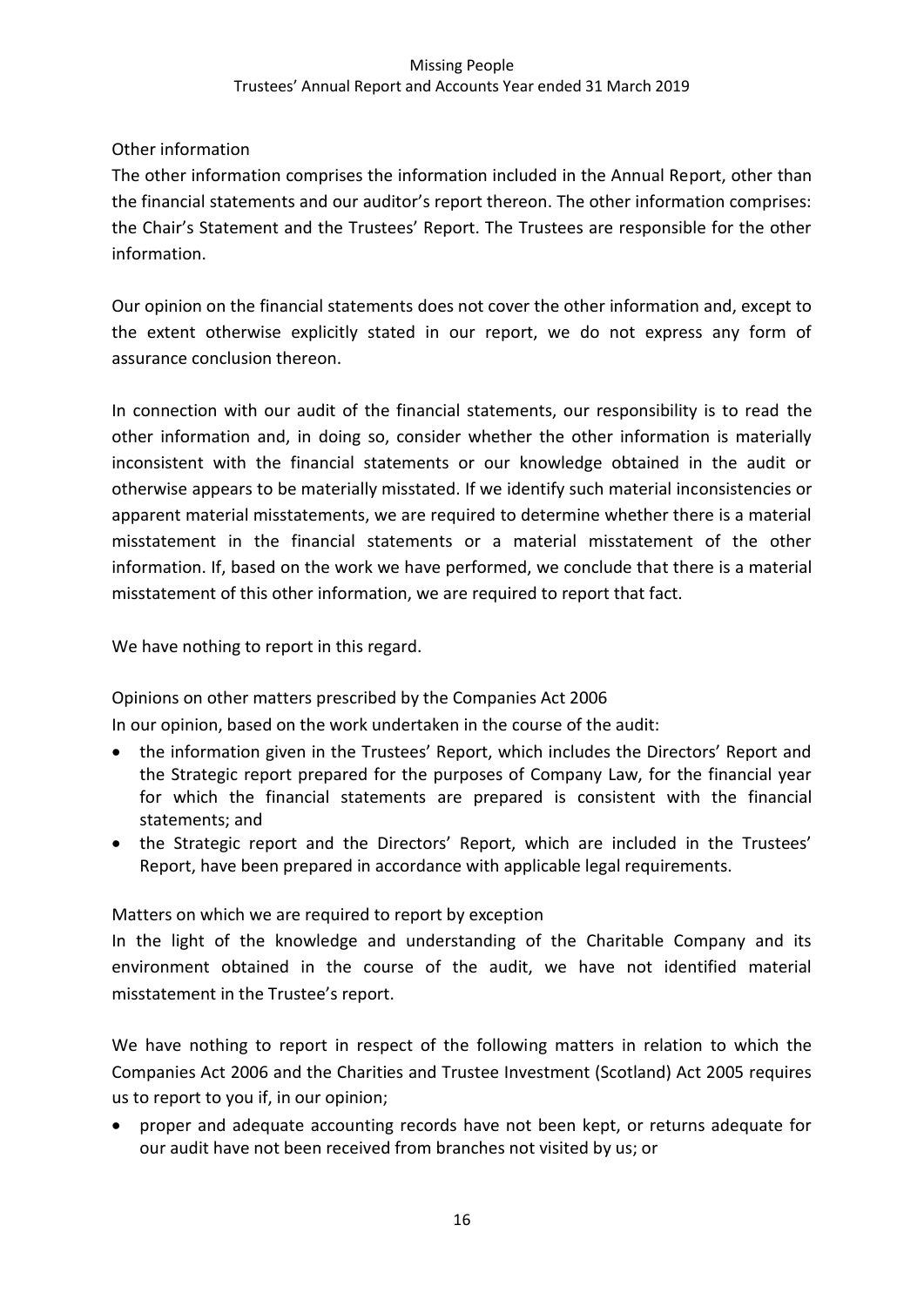Other information

The other information comprises the information included in the Annual Report, other than the financial statements and our auditor's report thereon. The other information comprises: the Chair's Statement and the Trustees' Report. The Trustees are responsible for the other information.

Our opinion on the financial statements does not cover the other information and, except to the extent otherwise explicitly stated in our report, we do not express any form of assurance conclusion thereon.

In connection with our audit of the financial statements, our responsibility is to read the other information and, in doing so, consider whether the other information is materially inconsistent with the financial statements or our knowledge obtained in the audit or otherwise appears to be materially misstated. If we identify such material inconsistencies or apparent material misstatements, we are required to determine whether there is a material misstatement in the financial statements or a material misstatement of the other information. If, based on the work we have performed, we conclude that there is a material misstatement of this other information, we are required to report that fact.

We have nothing to report in this regard.

Opinions on other matters prescribed by the Companies Act 2006

In our opinion, based on the work undertaken in the course of the audit:

- the information given in the Trustees' Report, which includes the Directors' Report and the Strategic report prepared for the purposes of Company Law, for the financial year for which the financial statements are prepared is consistent with the financial statements; and
- the Strategic report and the Directors' Report, which are included in the Trustees' Report, have been prepared in accordance with applicable legal requirements.

Matters on which we are required to report by exception

In the light of the knowledge and understanding of the Charitable Company and its environment obtained in the course of the audit, we have not identified material misstatement in the Trustee's report.

We have nothing to report in respect of the following matters in relation to which the Companies Act 2006 and the Charities and Trustee Investment (Scotland) Act 2005 requires us to report to you if, in our opinion;

- proper and adequate accounting records have not been kept, or returns adequate for our audit have not been received from branches not visited by us; or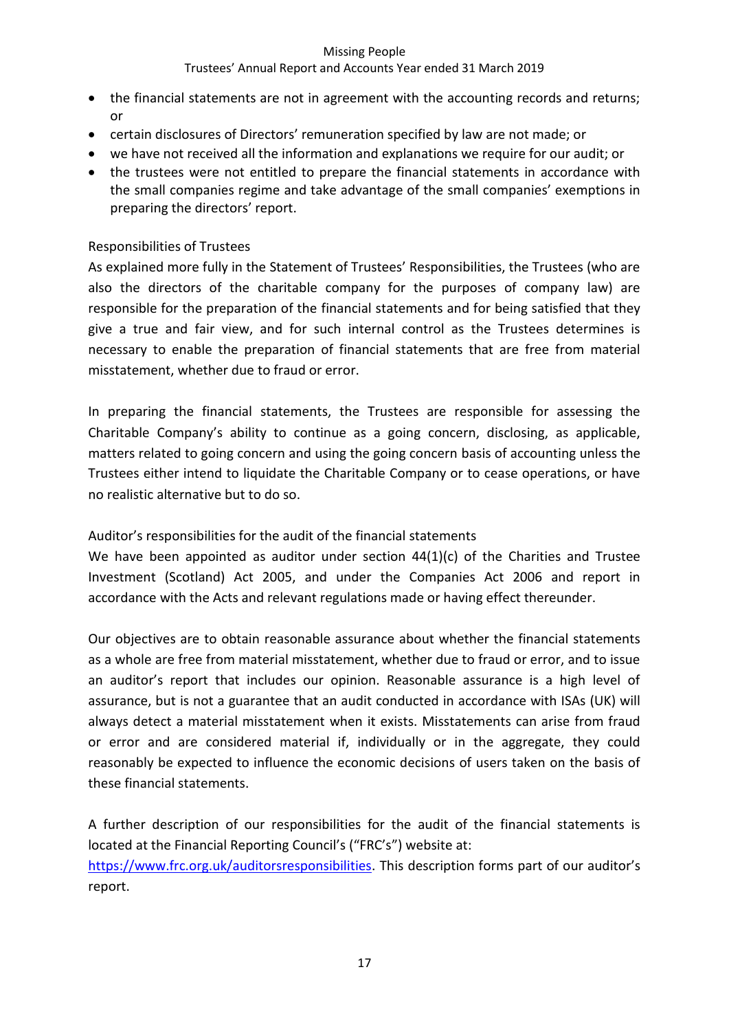- the financial statements are not in agreement with the accounting records and returns; or
- certain disclosures of Directors' remuneration specified by law are not made; or
- we have not received all the information and explanations we require for our audit; or
- the trustees were not entitled to prepare the financial statements in accordance with the small companies regime and take advantage of the small companies' exemptions in preparing the directors' report.

Responsibilities of Trustees

As explained more fully in the Statement of Trustees' Responsibilities, the Trustees (who are also the directors of the charitable company for the purposes of company law) are responsible for the preparation of the financial statements and for being satisfied that they give a true and fair view, and for such internal control as the Trustees determines is necessary to enable the preparation of financial statements that are free from material misstatement, whether due to fraud or error.

In preparing the financial statements, the Trustees are responsible for assessing the Charitable Company's ability to continue as a going concern, disclosing, as applicable, matters related to going concern and using the going concern basis of accounting unless the Trustees either intend to liquidate the Charitable Company or to cease operations, or have no realistic alternative but to do so.

Auditor's responsibilities for the audit of the financial statements

We have been appointed as auditor under section 44(1)(c) of the Charities and Trustee Investment (Scotland) Act 2005, and under the Companies Act 2006 and report in accordance with the Acts and relevant regulations made or having effect thereunder.

Our objectives are to obtain reasonable assurance about whether the financial statements as a whole are free from material misstatement, whether due to fraud or error, and to issue an auditor's report that includes our opinion. Reasonable assurance is a high level of assurance, but is not a guarantee that an audit conducted in accordance with ISAs (UK) will always detect a material misstatement when it exists. Misstatements can arise from fraud or error and are considered material if, individually or in the aggregate, they could reasonably be expected to influence the economic decisions of users taken on the basis of these financial statements.

A further description of our responsibilities for the audit of the financial statements is located at the Financial Reporting Council's ("FRC's") website at: https://www.frc.org.uk/auditorsresponsibilities. This description forms part of our auditor's report.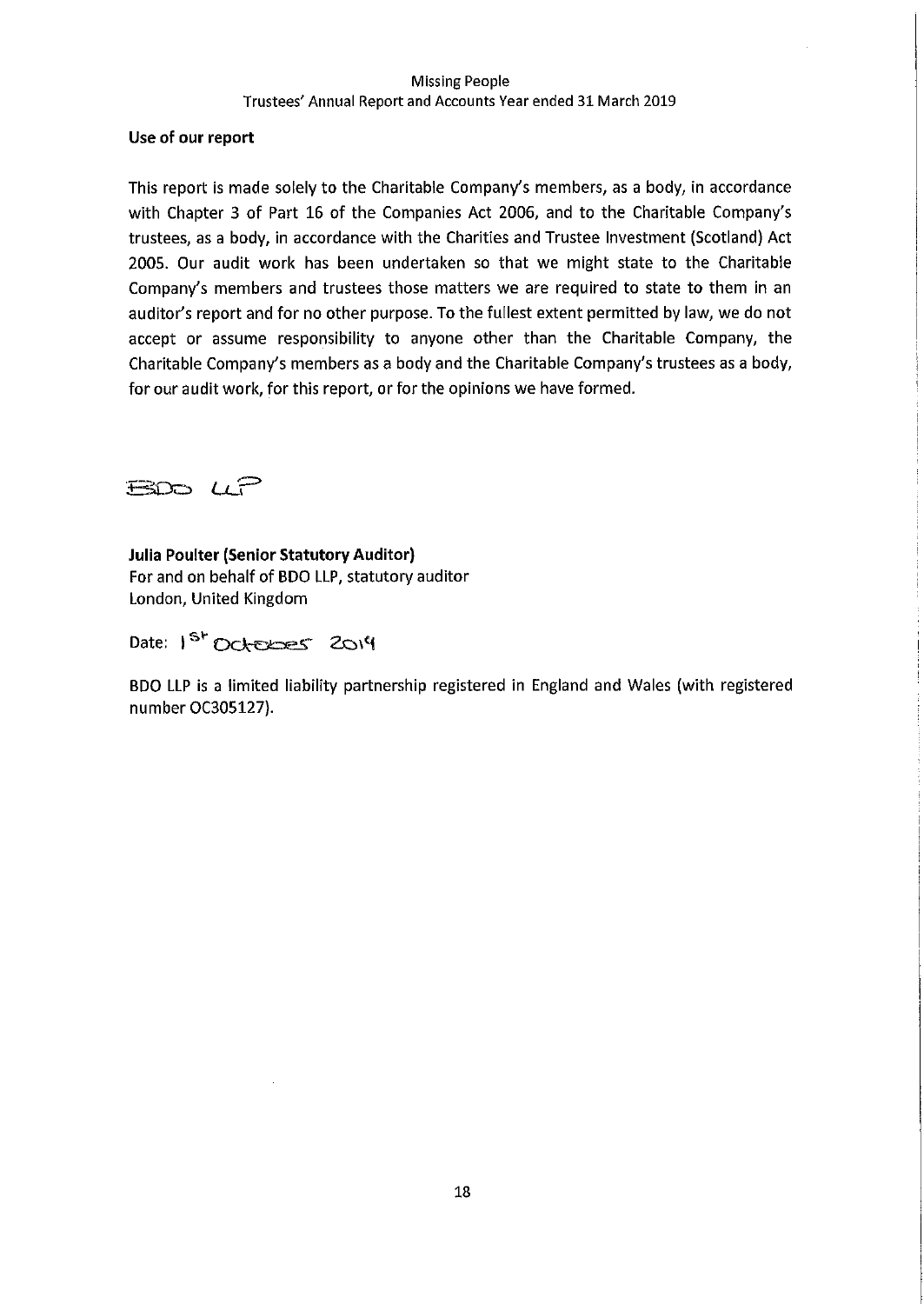### Use of our report

This report is made solely to the Charitable Company's members, as a body, in accordance with Chapter 3 of Part 16 of the Companies Act 2006, and to the Charitable Company's trustees, as a body, in accordance with the Charities and Trustee Investment (Scotland) Act 2005. Our audit work has been undertaken so that we might state to the Charitable Company's members and trustees those matters we are required to state to them in an auditor's report and for no other purpose. To the fullest extent permitted by law, we do not accept or assume responsibility to anyone other than the Charitable Company, the Charitable Company's members as a body and the Charitable Company's trustees as a body, for our audit work, for this report, or for the opinions we have formed.

BDO LLP

**Julia Poulter (Senior Statutory Auditor)**
For and on behalf of BDO LLP, statutory auditor
London, United Kingdom

Date: 1st October 2019

BDO LLP is a limited liability partnership registered in England and Wales (with registered number OC305127).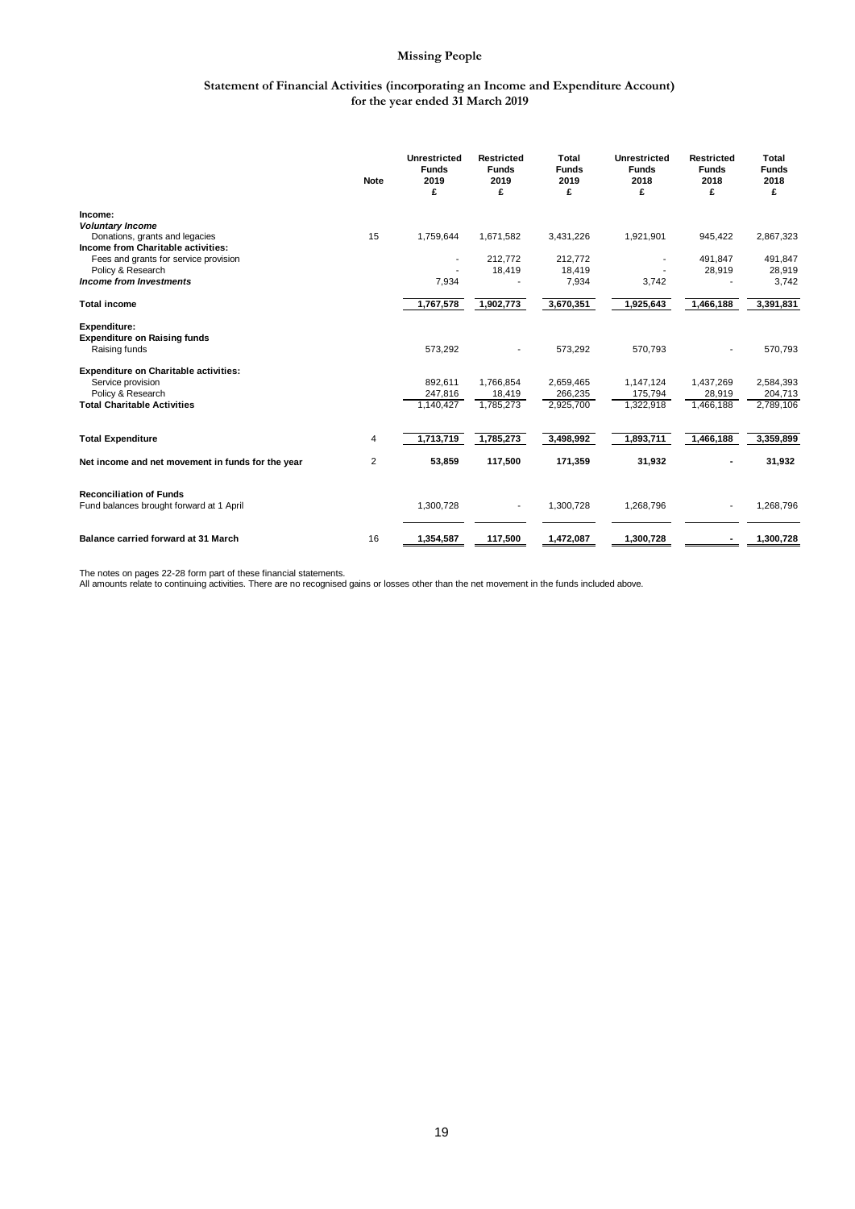# Missing People

## Statement of Financial Activities (incorporating an Income and Expenditure Account) for the year ended 31 March 2019

| | Note | Unrestricted Funds 2019 £ | Restricted Funds 2019 £ | Total Funds 2019 £ | Unrestricted Funds 2018 £ | Restricted Funds 2018 £ | Total Funds 2018 £ |
|---|---|---|---|---|---|---|---|
| **Income:** | | | | | | | |
| ***Voluntary Income*** | | | | | | | |
| Donations, grants and legacies | 15 | 1,759,644 | 1,671,582 | 3,431,226 | 1,921,901 | 945,422 | 2,867,323 |
| **Income from Charitable activities:** | | | | | | | |
| Fees and grants for service provision | | - | 212,772 | 212,772 | - | 491,847 | 491,847 |
| Policy & Research | | - | 18,419 | 18,419 | - | 28,919 | 28,919 |
| ***Income from Investments*** | | 7,934 | - | 7,934 | 3,742 | - | 3,742 |
| **Total income** | | 1,767,578 | 1,902,773 | 3,670,351 | 1,925,643 | 1,466,188 | 3,391,831 |
| **Expenditure:** | | | | | | | |
| **Expenditure on Raising funds** | | | | | | | |
| Raising funds | | 573,292 | - | 573,292 | 570,793 | - | 570,793 |
| **Expenditure on Charitable activities:** | | | | | | | |
| Service provision | | 892,611 | 1,766,854 | 2,659,465 | 1,147,124 | 1,437,269 | 2,584,393 |
| Policy & Research | | 247,816 | 18,419 | 266,235 | 175,794 | 28,919 | 204,713 |
| **Total Charitable Activities** | | 1,140,427 | 1,785,273 | 2,925,700 | 1,322,918 | 1,466,188 | 2,789,106 |
| **Total Expenditure** | 4 | 1,713,719 | 1,785,273 | 3,498,992 | 1,893,711 | 1,466,188 | 3,359,899 |
| **Net income and net movement in funds for the year** | 2 | **53,859** | **117,500** | **171,359** | **31,932** | **-** | **31,932** |
| **Reconciliation of Funds** | | | | | | | |
| Fund balances brought forward at 1 April | | 1,300,728 | - | 1,300,728 | 1,268,796 | - | 1,268,796 |
| **Balance carried forward at 31 March** | 16 | **1,354,587** | **117,500** | **1,472,087** | **1,300,728** | **-** | **1,300,728** |

The notes on pages 22-28 form part of these financial statements.
All amounts relate to continuing activities. There are no recognised gains or losses other than the net movement in the funds included above.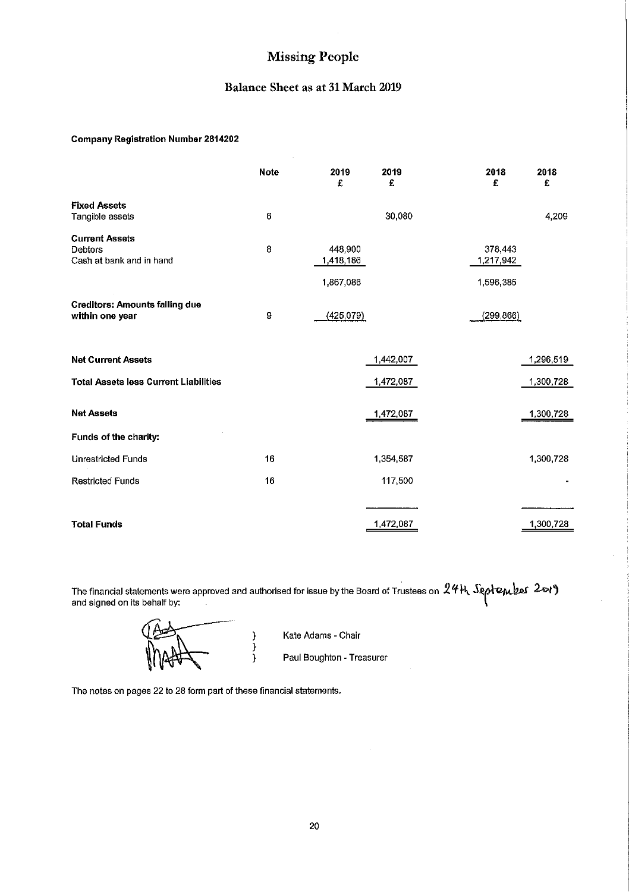# Missing People

## Balance Sheet as at 31 March 2019

**Company Registration Number 2814202**

| | Note | 2019 £ | 2019 £ | 2018 £ | 2018 £ |
|---|---|---|---|---|---|
| **Fixed Assets** | | | | | |
| Tangible assets | 6 | | 30,080 | | 4,209 |
| **Current Assets** | | | | | |
| Debtors | 8 | 448,900 | | 378,443 | |
| Cash at bank and in hand | | 1,418,186 | | 1,217,942 | |
| | | 1,867,086 | | 1,596,385 | |
| **Creditors: Amounts falling due within one year** | 9 | (425,079) | | (299,866) | |
| **Net Current Assets** | | | 1,442,007 | | 1,296,519 |
| **Total Assets less Current Liabilities** | | | 1,472,087 | | 1,300,728 |
| **Net Assets** | | | 1,472,087 | | 1,300,728 |
| **Funds of the charity:** | | | | | |
| Unrestricted Funds | 16 | | 1,354,587 | | 1,300,728 |
| Restricted Funds | 16 | | 117,500 | | - |
| **Total Funds** | | | 1,472,087 | | 1,300,728 |

The financial statements were approved and authorised for issue by the Board of Trustees on 24th September 2019 and signed on its behalf by:

Kate Adams - Chair

Paul Boughton - Treasurer

The notes on pages 22 to 28 form part of these financial statements.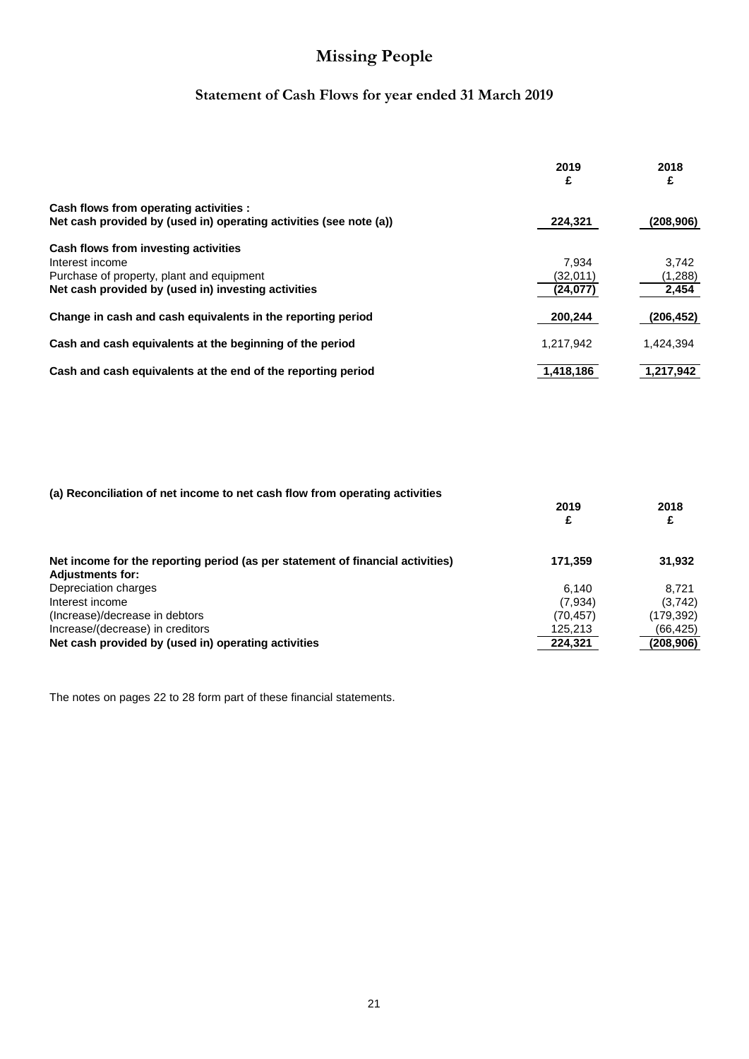# Missing People

## Statement of Cash Flows for year ended 31 March 2019

| | 2019 £ | 2018 £ |
|---|---|---|
| **Cash flows from operating activities :** | | |
| **Net cash provided by (used in) operating activities (see note (a))** | **224,321** | **(208,906)** |
| **Cash flows from investing activities** | | |
| Interest income | 7,934 | 3,742 |
| Purchase of property, plant and equipment | (32,011) | (1,288) |
| **Net cash provided by (used in) investing activities** | **(24,077)** | **2,454** |
| **Change in cash and cash equivalents in the reporting period** | **200,244** | **(206,452)** |
| **Cash and cash equivalents at the beginning of the period** | 1,217,942 | 1,424,394 |
| **Cash and cash equivalents at the end of the reporting period** | **1,418,186** | **1,217,942** |

**(a) Reconciliation of net income to net cash flow from operating activities**

| | 2019 £ | 2018 £ |
|---|---|---|
| **Net income for the reporting period (as per statement of financial activities)** | **171,359** | **31,932** |
| **Adjustments for:** | | |
| Depreciation charges | 6,140 | 8,721 |
| Interest income | (7,934) | (3,742) |
| (Increase)/decrease in debtors | (70,457) | (179,392) |
| Increase/(decrease) in creditors | 125,213 | (66,425) |
| **Net cash provided by (used in) operating activities** | **224,321** | **(208,906)** |

The notes on pages 22 to 28 form part of these financial statements.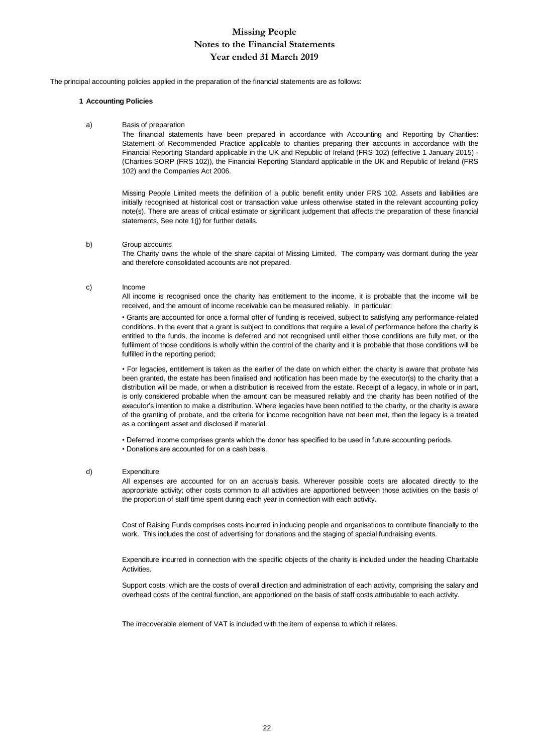# Missing People
## Notes to the Financial Statements
## Year ended 31 March 2019

The principal accounting policies applied in the preparation of the financial statements are as follows:

### 1 Accounting Policies

a) Basis of preparation

The financial statements have been prepared in accordance with Accounting and Reporting by Charities: Statement of Recommended Practice applicable to charities preparing their accounts in accordance with the Financial Reporting Standard applicable in the UK and Republic of Ireland (FRS 102) (effective 1 January 2015) - (Charities SORP (FRS 102)), the Financial Reporting Standard applicable in the UK and Republic of Ireland (FRS 102) and the Companies Act 2006.

Missing People Limited meets the definition of a public benefit entity under FRS 102. Assets and liabilities are initially recognised at historical cost or transaction value unless otherwise stated in the relevant accounting policy note(s). There are areas of critical estimate or significant judgement that affects the preparation of these financial statements. See note 1(j) for further details.

b) Group accounts

The Charity owns the whole of the share capital of Missing Limited. The company was dormant during the year and therefore consolidated accounts are not prepared.

c) Income

All income is recognised once the charity has entitlement to the income, it is probable that the income will be received, and the amount of income receivable can be measured reliably. In particular:

• Grants are accounted for once a formal offer of funding is received, subject to satisfying any performance-related conditions. In the event that a grant is subject to conditions that require a level of performance before the charity is entitled to the funds, the income is deferred and not recognised until either those conditions are fully met, or the fulfilment of those conditions is wholly within the control of the charity and it is probable that those conditions will be fulfilled in the reporting period;

• For legacies, entitlement is taken as the earlier of the date on which either: the charity is aware that probate has been granted, the estate has been finalised and notification has been made by the executor(s) to the charity that a distribution will be made, or when a distribution is received from the estate. Receipt of a legacy, in whole or in part, is only considered probable when the amount can be measured reliably and the charity has been notified of the executor's intention to make a distribution. Where legacies have been notified to the charity, or the charity is aware of the granting of probate, and the criteria for income recognition have not been met, then the legacy is a treated as a contingent asset and disclosed if material.

• Deferred income comprises grants which the donor has specified to be used in future accounting periods.
• Donations are accounted for on a cash basis.

d) Expenditure

All expenses are accounted for on an accruals basis. Wherever possible costs are allocated directly to the appropriate activity; other costs common to all activities are apportioned between those activities on the basis of the proportion of staff time spent during each year in connection with each activity.

Cost of Raising Funds comprises costs incurred in inducing people and organisations to contribute financially to the work. This includes the cost of advertising for donations and the staging of special fundraising events.

Expenditure incurred in connection with the specific objects of the charity is included under the heading Charitable Activities.

Support costs, which are the costs of overall direction and administration of each activity, comprising the salary and overhead costs of the central function, are apportioned on the basis of staff costs attributable to each activity.

The irrecoverable element of VAT is included with the item of expense to which it relates.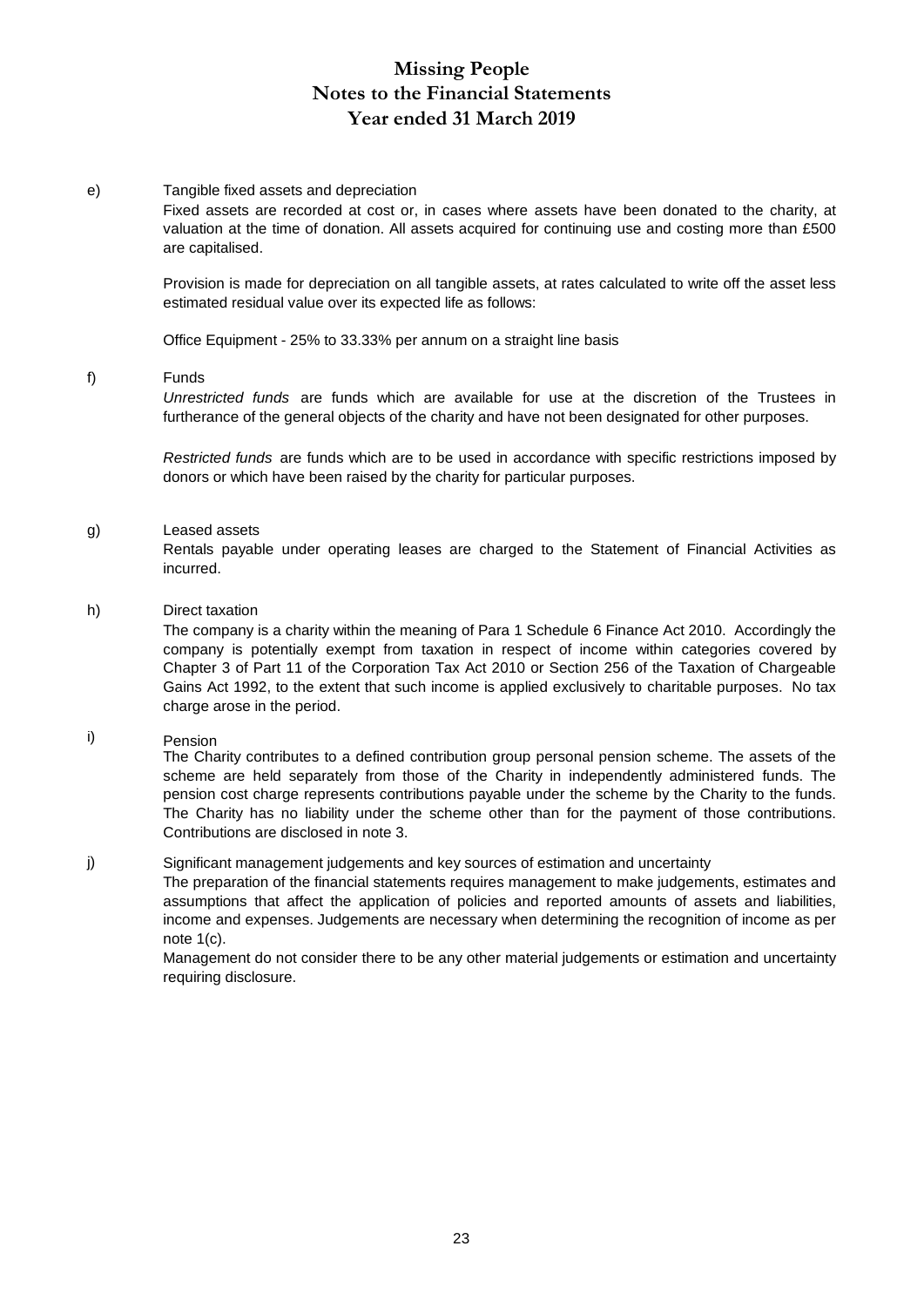# Missing People
## Notes to the Financial Statements
## Year ended 31 March 2019

e) Tangible fixed assets and depreciation

Fixed assets are recorded at cost or, in cases where assets have been donated to the charity, at valuation at the time of donation. All assets acquired for continuing use and costing more than £500 are capitalised.

Provision is made for depreciation on all tangible assets, at rates calculated to write off the asset less estimated residual value over its expected life as follows:

Office Equipment - 25% to 33.33% per annum on a straight line basis

f) Funds

*Unrestricted funds* are funds which are available for use at the discretion of the Trustees in furtherance of the general objects of the charity and have not been designated for other purposes.

*Restricted funds* are funds which are to be used in accordance with specific restrictions imposed by donors or which have been raised by the charity for particular purposes.

g) Leased assets

Rentals payable under operating leases are charged to the Statement of Financial Activities as incurred.

h) Direct taxation

The company is a charity within the meaning of Para 1 Schedule 6 Finance Act 2010. Accordingly the company is potentially exempt from taxation in respect of income within categories covered by Chapter 3 of Part 11 of the Corporation Tax Act 2010 or Section 256 of the Taxation of Chargeable Gains Act 1992, to the extent that such income is applied exclusively to charitable purposes. No tax charge arose in the period.

i) Pension

The Charity contributes to a defined contribution group personal pension scheme. The assets of the scheme are held separately from those of the Charity in independently administered funds. The pension cost charge represents contributions payable under the scheme by the Charity to the funds. The Charity has no liability under the scheme other than for the payment of those contributions. Contributions are disclosed in note 3.

j) Significant management judgements and key sources of estimation and uncertainty

The preparation of the financial statements requires management to make judgements, estimates and assumptions that affect the application of policies and reported amounts of assets and liabilities, income and expenses. Judgements are necessary when determining the recognition of income as per note 1(c).

Management do not consider there to be any other material judgements or estimation and uncertainty requiring disclosure.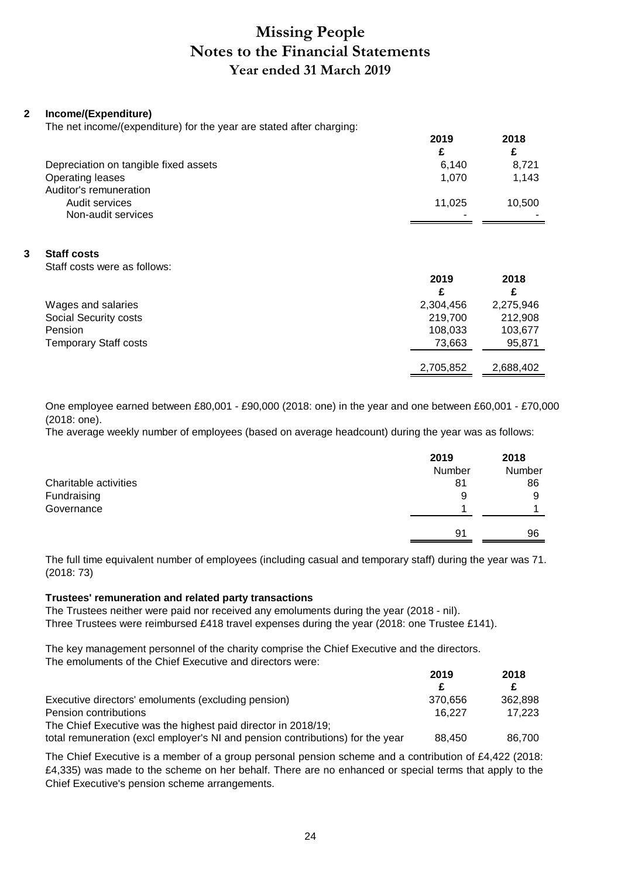# Missing People
## Notes to the Financial Statements
### Year ended 31 March 2019

**2 Income/(Expenditure)**

The net income/(expenditure) for the year are stated after charging:

| | 2019 | 2018 |
|---|---|---|
| | £ | £ |
| Depreciation on tangible fixed assets | 6,140 | 8,721 |
| Operating leases | 1,070 | 1,143 |
| Auditor's remuneration | | |
| Audit services | 11,025 | 10,500 |
| Non-audit services | - | - |

**3 Staff costs**

Staff costs were as follows:

| | 2019 | 2018 |
|---|---|---|
| | £ | £ |
| Wages and salaries | 2,304,456 | 2,275,946 |
| Social Security costs | 219,700 | 212,908 |
| Pension | 108,033 | 103,677 |
| Temporary Staff costs | 73,663 | 95,871 |
| | 2,705,852 | 2,688,402 |

One employee earned between £80,001 - £90,000 (2018: one) in the year and one between £60,001 - £70,000 (2018: one).

The average weekly number of employees (based on average headcount) during the year was as follows:

| | 2019 | 2018 |
|---|---|---|
| | Number | Number |
| Charitable activities | 81 | 86 |
| Fundraising | 9 | 9 |
| Governance | 1 | 1 |
| | 91 | 96 |

The full time equivalent number of employees (including casual and temporary staff) during the year was 71. (2018: 73)

**Trustees' remuneration and related party transactions**

The Trustees neither were paid nor received any emoluments during the year (2018 - nil).
Three Trustees were reimbursed £418 travel expenses during the year (2018: one Trustee £141).

The key management personnel of the charity comprise the Chief Executive and the directors.
The emoluments of the Chief Executive and directors were:

| | 2019 | 2018 |
|---|---|---|
| | £ | £ |
| Executive directors' emoluments (excluding pension) | 370,656 | 362,898 |
| Pension contributions | 16,227 | 17,223 |
| The Chief Executive was the highest paid director in 2018/19; total remuneration (excl employer's NI and pension contributions) for the year | 88,450 | 86,700 |

The Chief Executive is a member of a group personal pension scheme and a contribution of £4,422 (2018: £4,335) was made to the scheme on her behalf. There are no enhanced or special terms that apply to the Chief Executive's pension scheme arrangements.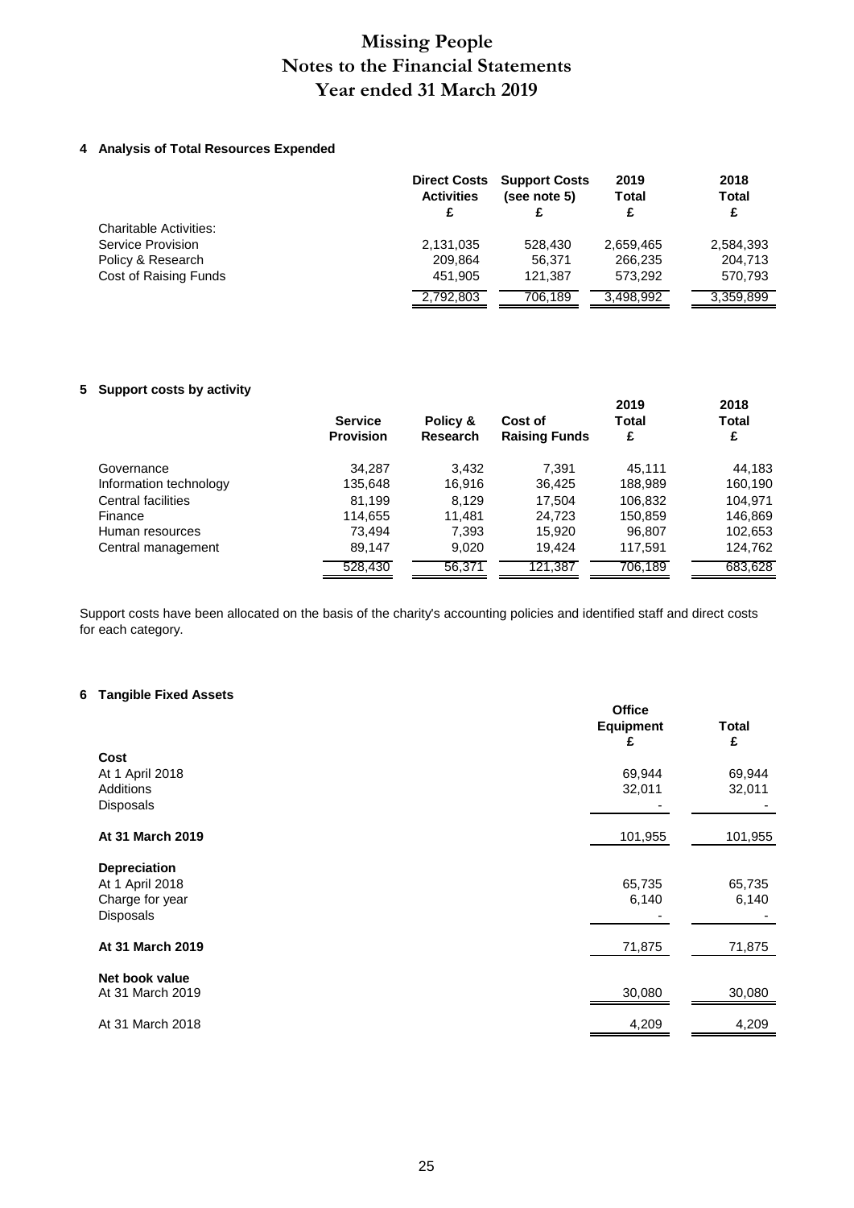# Missing People
# Notes to the Financial Statements
# Year ended 31 March 2019

### 4 Analysis of Total Resources Expended

| | Direct Costs Activities £ | Support Costs (see note 5) £ | 2019 Total £ | 2018 Total £ |
|---|---|---|---|---|
| Charitable Activities: | | | | |
| Service Provision | 2,131,035 | 528,430 | 2,659,465 | 2,584,393 |
| Policy & Research | 209,864 | 56,371 | 266,235 | 204,713 |
| Cost of Raising Funds | 451,905 | 121,387 | 573,292 | 570,793 |
| | 2,792,803 | 706,189 | 3,498,992 | 3,359,899 |

### 5 Support costs by activity

| | Service Provision | Policy & Research | Cost of Raising Funds | 2019 Total £ | 2018 Total £ |
|---|---|---|---|---|---|
| Governance | 34,287 | 3,432 | 7,391 | 45,111 | 44,183 |
| Information technology | 135,648 | 16,916 | 36,425 | 188,989 | 160,190 |
| Central facilities | 81,199 | 8,129 | 17,504 | 106,832 | 104,971 |
| Finance | 114,655 | 11,481 | 24,723 | 150,859 | 146,869 |
| Human resources | 73,494 | 7,393 | 15,920 | 96,807 | 102,653 |
| Central management | 89,147 | 9,020 | 19,424 | 117,591 | 124,762 |
| | 528,430 | 56,371 | 121,387 | 706,189 | 683,628 |

Support costs have been allocated on the basis of the charity's accounting policies and identified staff and direct costs for each category.

### 6 Tangible Fixed Assets

| | Office Equipment £ | Total £ |
|---|---|---|
| **Cost** | | |
| At 1 April 2018 | 69,944 | 69,944 |
| Additions | 32,011 | 32,011 |
| Disposals | - | - |
| **At 31 March 2019** | 101,955 | 101,955 |
| **Depreciation** | | |
| At 1 April 2018 | 65,735 | 65,735 |
| Charge for year | 6,140 | 6,140 |
| Disposals | - | - |
| **At 31 March 2019** | 71,875 | 71,875 |
| **Net book value** | | |
| At 31 March 2019 | 30,080 | 30,080 |
| At 31 March 2018 | 4,209 | 4,209 |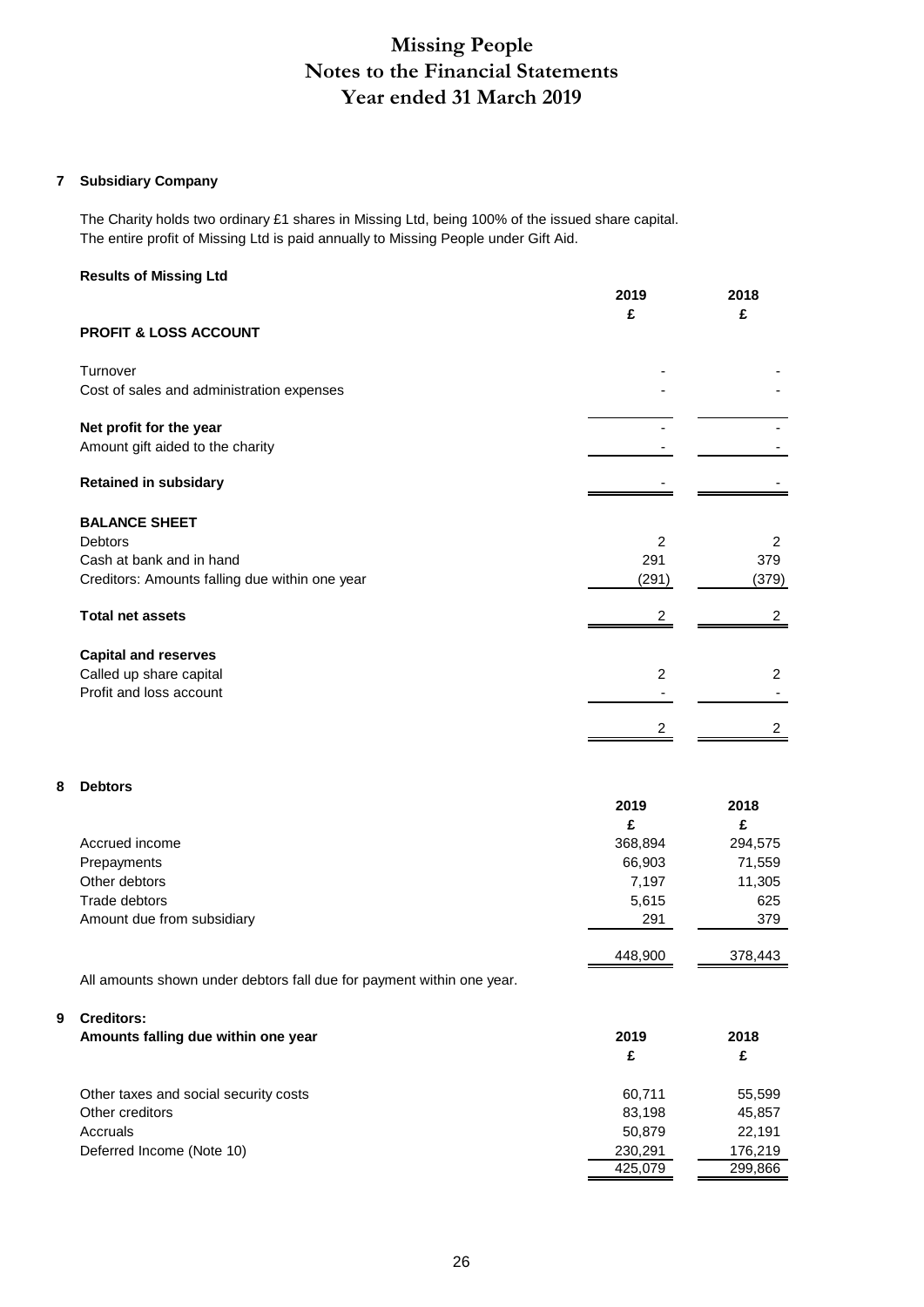# Missing People
# Notes to the Financial Statements
# Year ended 31 March 2019

## 7 Subsidiary Company

The Charity holds two ordinary £1 shares in Missing Ltd, being 100% of the issued share capital.
The entire profit of Missing Ltd is paid annually to Missing People under Gift Aid.

**Results of Missing Ltd**

| | 2019 | 2018 |
|---|---|---|
| | £ | £ |
| **PROFIT & LOSS ACCOUNT** | | |
| Turnover | - | - |
| Cost of sales and administration expenses | - | - |
| **Net profit for the year** | - | - |
| Amount gift aided to the charity | - | - |
| **Retained in subsidary** | - | - |
| **BALANCE SHEET** | | |
| Debtors | 2 | 2 |
| Cash at bank and in hand | 291 | 379 |
| Creditors: Amounts falling due within one year | (291) | (379) |
| **Total net assets** | 2 | 2 |
| **Capital and reserves** | | |
| Called up share capital | 2 | 2 |
| Profit and loss account | - | - |
| | 2 | 2 |

## 8 Debtors

| | 2019 | 2018 |
|---|---|---|
| | £ | £ |
| Accrued income | 368,894 | 294,575 |
| Prepayments | 66,903 | 71,559 |
| Other debtors | 7,197 | 11,305 |
| Trade debtors | 5,615 | 625 |
| Amount due from subsidiary | 291 | 379 |
| | 448,900 | 378,443 |

All amounts shown under debtors fall due for payment within one year.

## 9 Creditors:

**Amounts falling due within one year**

| | 2019 | 2018 |
|---|---|---|
| | £ | £ |
| Other taxes and social security costs | 60,711 | 55,599 |
| Other creditors | 83,198 | 45,857 |
| Accruals | 50,879 | 22,191 |
| Deferred Income (Note 10) | 230,291 | 176,219 |
| | 425,079 | 299,866 |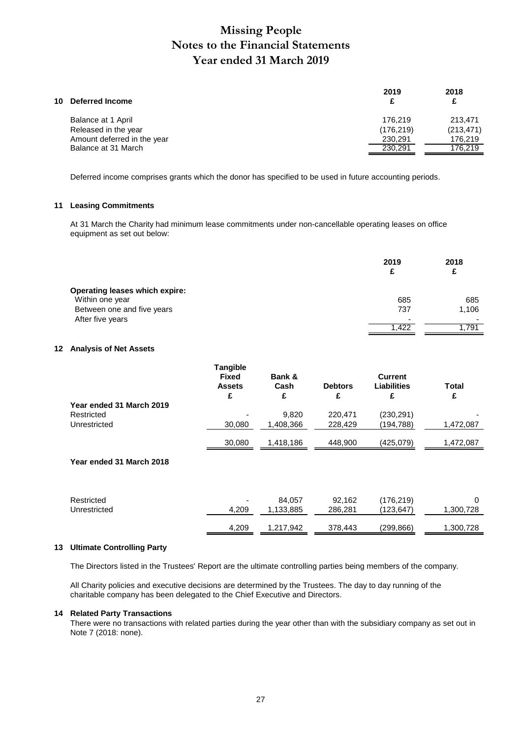# Missing People
# Notes to the Financial Statements
# Year ended 31 March 2019

## 10 Deferred Income

| | 2019 £ | 2018 £ |
|---|---|---|
| Balance at 1 April | 176,219 | 213,471 |
| Released in the year | (176,219) | (213,471) |
| Amount deferred in the year | 230,291 | 176,219 |
| Balance at 31 March | 230,291 | 176,219 |

Deferred income comprises grants which the donor has specified to be used in future accounting periods.

## 11 Leasing Commitments

At 31 March the Charity had minimum lease commitments under non-cancellable operating leases on office equipment as set out below:

| | 2019 £ | 2018 £ |
|---|---|---|
| **Operating leases which expire:** | | |
| Within one year | 685 | 685 |
| Between one and five years | 737 | 1,106 |
| After five years | - | - |
| | 1,422 | 1,791 |

## 12 Analysis of Net Assets

| | Tangible Fixed Assets £ | Bank & Cash £ | Debtors £ | Current Liabilities £ | Total £ |
|---|---|---|---|---|---|
| **Year ended 31 March 2019** | | | | | |
| Restricted | - | 9,820 | 220,471 | (230,291) | - |
| Unrestricted | 30,080 | 1,408,366 | 228,429 | (194,788) | 1,472,087 |
| | 30,080 | 1,418,186 | 448,900 | (425,079) | 1,472,087 |
| **Year ended 31 March 2018** | | | | | |
| Restricted | - | 84,057 | 92,162 | (176,219) | 0 |
| Unrestricted | 4,209 | 1,133,885 | 286,281 | (123,647) | 1,300,728 |
| | 4,209 | 1,217,942 | 378,443 | (299,866) | 1,300,728 |

## 13 Ultimate Controlling Party

The Directors listed in the Trustees' Report are the ultimate controlling parties being members of the company.

All Charity policies and executive decisions are determined by the Trustees. The day to day running of the charitable company has been delegated to the Chief Executive and Directors.

## 14 Related Party Transactions

There were no transactions with related parties during the year other than with the subsidiary company as set out in Note 7 (2018: none).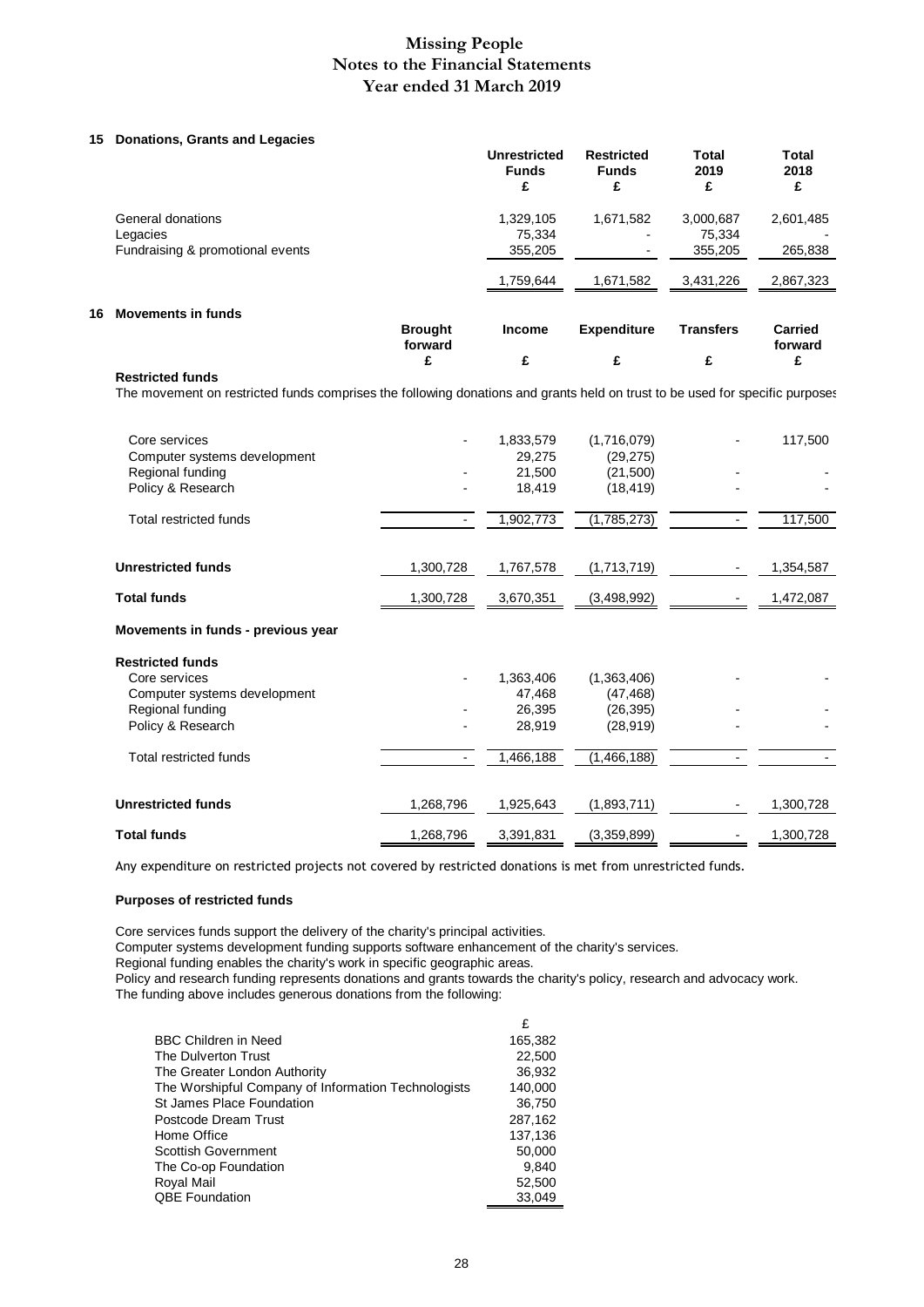# Missing People
# Notes to the Financial Statements
# Year ended 31 March 2019

## 15 Donations, Grants and Legacies

| | Unrestricted Funds £ | Restricted Funds £ | Total 2019 £ | Total 2018 £ |
|---|---|---|---|---|
| General donations | 1,329,105 | 1,671,582 | 3,000,687 | 2,601,485 |
| Legacies | 75,334 | - | 75,334 | - |
| Fundraising & promotional events | 355,205 | - | 355,205 | 265,838 |
| | 1,759,644 | 1,671,582 | 3,431,226 | 2,867,323 |

## 16 Movements in funds

| | Brought forward £ | Income £ | Expenditure £ | Transfers £ | Carried forward £ |
|---|---|---|---|---|---|
| **Restricted funds** | | | | | |

The movement on restricted funds comprises the following donations and grants held on trust to be used for specific purposes

| | Brought forward £ | Income £ | Expenditure £ | Transfers £ | Carried forward £ |
|---|---|---|---|---|---|
| Core services | - | 1,833,579 | (1,716,079) | - | 117,500 |
| Computer systems development | | 29,275 | (29,275) | | |
| Regional funding | - | 21,500 | (21,500) | - | - |
| Policy & Research | - | 18,419 | (18,419) | - | - |
| Total restricted funds | - | 1,902,773 | (1,785,273) | - | 117,500 |
| **Unrestricted funds** | 1,300,728 | 1,767,578 | (1,713,719) | - | 1,354,587 |
| **Total funds** | 1,300,728 | 3,670,351 | (3,498,992) | - | 1,472,087 |

**Movements in funds - previous year**

| | Brought forward £ | Income £ | Expenditure £ | Transfers £ | Carried forward £ |
|---|---|---|---|---|---|
| **Restricted funds** | | | | | |
| Core services | - | 1,363,406 | (1,363,406) | - | - |
| Computer systems development | | 47,468 | (47,468) | | |
| Regional funding | - | 26,395 | (26,395) | - | - |
| Policy & Research | - | 28,919 | (28,919) | - | - |
| Total restricted funds | - | 1,466,188 | (1,466,188) | - | - |
| **Unrestricted funds** | 1,268,796 | 1,925,643 | (1,893,711) | - | 1,300,728 |
| **Total funds** | 1,268,796 | 3,391,831 | (3,359,899) | - | 1,300,728 |

Any expenditure on restricted projects not covered by restricted donations is met from unrestricted funds.

**Purposes of restricted funds**

Core services funds support the delivery of the charity's principal activities.
Computer systems development funding supports software enhancement of the charity's services.
Regional funding enables the charity's work in specific geographic areas.
Policy and research funding represents donations and grants towards the charity's policy, research and advocacy work.
The funding above includes generous donations from the following:

| | £ |
|---|---|
| BBC Children in Need | 165,382 |
| The Dulverton Trust | 22,500 |
| The Greater London Authority | 36,932 |
| The Worshipful Company of Information Technologists | 140,000 |
| St James Place Foundation | 36,750 |
| Postcode Dream Trust | 287,162 |
| Home Office | 137,136 |
| Scottish Government | 50,000 |
| The Co-op Foundation | 9,840 |
| Royal Mail | 52,500 |
| QBE Foundation | 33,049 |